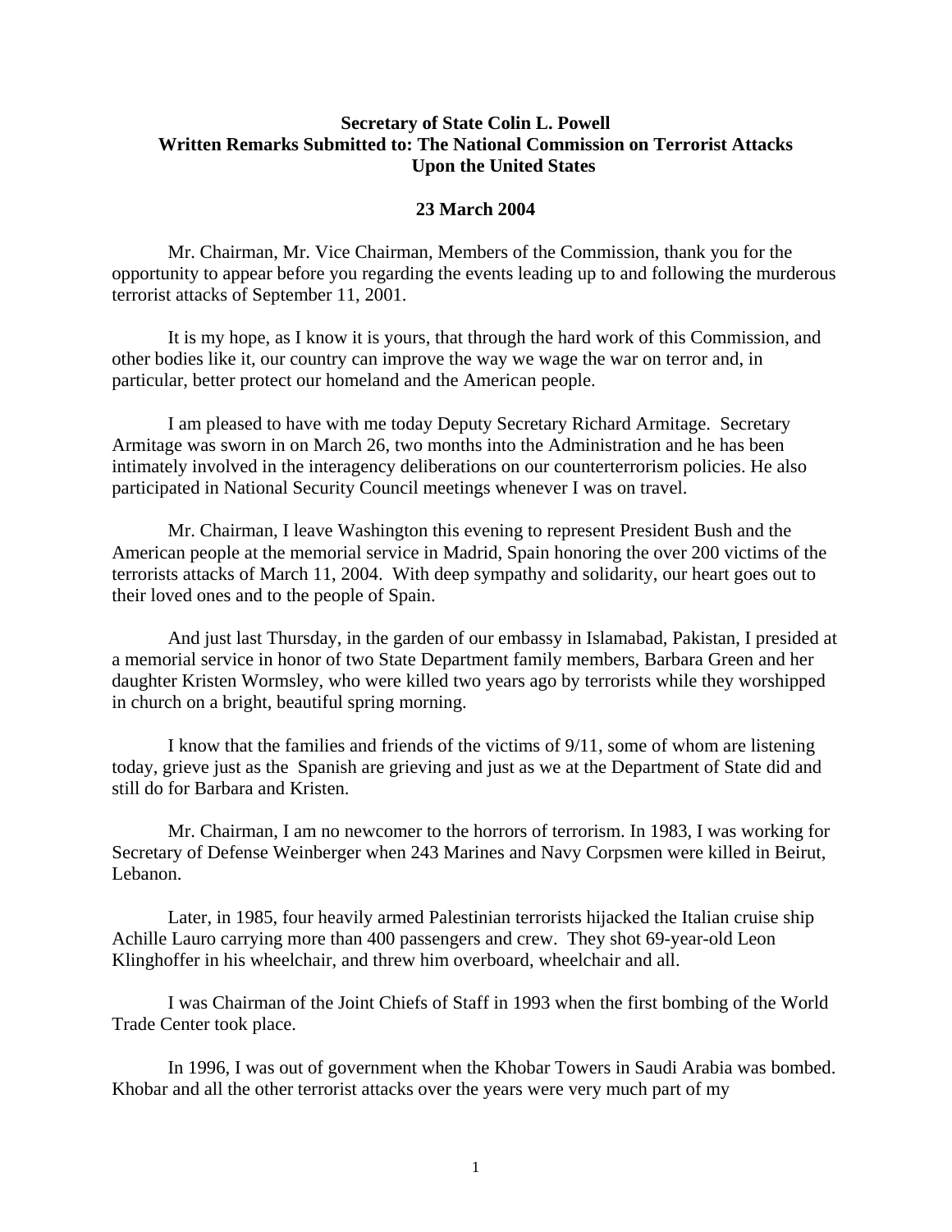**Secretary of State Colin L. Powell**
**Written Remarks Submitted to: The National Commission on Terrorist Attacks Upon the United States**

**23 March 2004**

Mr. Chairman, Mr. Vice Chairman, Members of the Commission, thank you for the opportunity to appear before you regarding the events leading up to and following the murderous terrorist attacks of September 11, 2001.

It is my hope, as I know it is yours, that through the hard work of this Commission, and other bodies like it, our country can improve the way we wage the war on terror and, in particular, better protect our homeland and the American people.

I am pleased to have with me today Deputy Secretary Richard Armitage. Secretary Armitage was sworn in on March 26, two months into the Administration and he has been intimately involved in the interagency deliberations on our counterterrorism policies. He also participated in National Security Council meetings whenever I was on travel.

Mr. Chairman, I leave Washington this evening to represent President Bush and the American people at the memorial service in Madrid, Spain honoring the over 200 victims of the terrorists attacks of March 11, 2004. With deep sympathy and solidarity, our heart goes out to their loved ones and to the people of Spain.

And just last Thursday, in the garden of our embassy in Islamabad, Pakistan, I presided at a memorial service in honor of two State Department family members, Barbara Green and her daughter Kristen Wormsley, who were killed two years ago by terrorists while they worshipped in church on a bright, beautiful spring morning.

I know that the families and friends of the victims of 9/11, some of whom are listening today, grieve just as the Spanish are grieving and just as we at the Department of State did and still do for Barbara and Kristen.

Mr. Chairman, I am no newcomer to the horrors of terrorism. In 1983, I was working for Secretary of Defense Weinberger when 243 Marines and Navy Corpsmen were killed in Beirut, Lebanon.

Later, in 1985, four heavily armed Palestinian terrorists hijacked the Italian cruise ship Achille Lauro carrying more than 400 passengers and crew. They shot 69-year-old Leon Klinghoffer in his wheelchair, and threw him overboard, wheelchair and all.

I was Chairman of the Joint Chiefs of Staff in 1993 when the first bombing of the World Trade Center took place.

In 1996, I was out of government when the Khobar Towers in Saudi Arabia was bombed. Khobar and all the other terrorist attacks over the years were very much part of my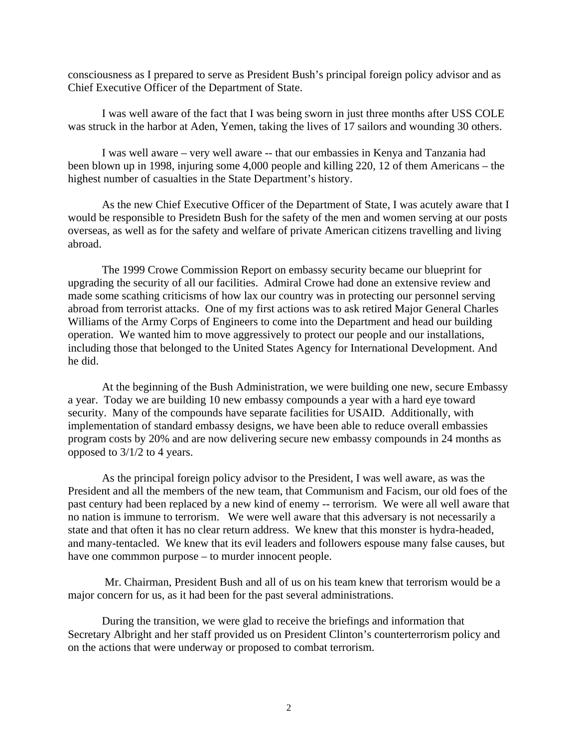consciousness as I prepared to serve as President Bush's principal foreign policy advisor and as Chief Executive Officer of the Department of State.

I was well aware of the fact that I was being sworn in just three months after USS COLE was struck in the harbor at Aden, Yemen, taking the lives of 17 sailors and wounding 30 others.

I was well aware – very well aware -- that our embassies in Kenya and Tanzania had been blown up in 1998, injuring some 4,000 people and killing 220, 12 of them Americans – the highest number of casualties in the State Department's history.

As the new Chief Executive Officer of the Department of State, I was acutely aware that I would be responsible to Presidetn Bush for the safety of the men and women serving at our posts overseas, as well as for the safety and welfare of private American citizens travelling and living abroad.

The 1999 Crowe Commission Report on embassy security became our blueprint for upgrading the security of all our facilities. Admiral Crowe had done an extensive review and made some scathing criticisms of how lax our country was in protecting our personnel serving abroad from terrorist attacks. One of my first actions was to ask retired Major General Charles Williams of the Army Corps of Engineers to come into the Department and head our building operation. We wanted him to move aggressively to protect our people and our installations, including those that belonged to the United States Agency for International Development. And he did.

At the beginning of the Bush Administration, we were building one new, secure Embassy a year. Today we are building 10 new embassy compounds a year with a hard eye toward security. Many of the compounds have separate facilities for USAID. Additionally, with implementation of standard embassy designs, we have been able to reduce overall embassies program costs by 20% and are now delivering secure new embassy compounds in 24 months as opposed to 3/1/2 to 4 years.

As the principal foreign policy advisor to the President, I was well aware, as was the President and all the members of the new team, that Communism and Facism, our old foes of the past century had been replaced by a new kind of enemy -- terrorism. We were all well aware that no nation is immune to terrorism. We were well aware that this adversary is not necessarily a state and that often it has no clear return address. We knew that this monster is hydra-headed, and many-tentacled. We knew that its evil leaders and followers espouse many false causes, but have one commmon purpose – to murder innocent people.

Mr. Chairman, President Bush and all of us on his team knew that terrorism would be a major concern for us, as it had been for the past several administrations.

During the transition, we were glad to receive the briefings and information that Secretary Albright and her staff provided us on President Clinton's counterterrorism policy and on the actions that were underway or proposed to combat terrorism.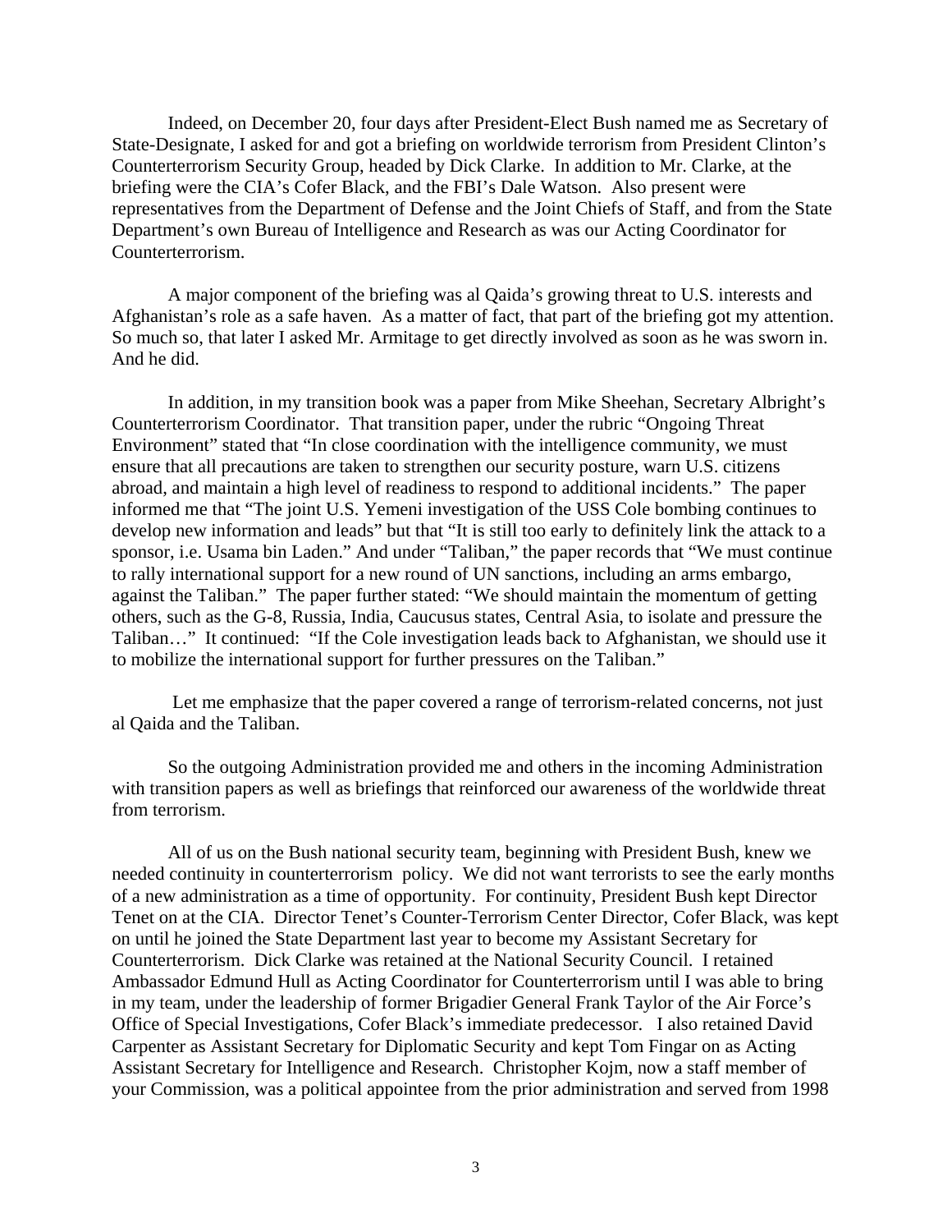Indeed, on December 20, four days after President-Elect Bush named me as Secretary of State-Designate, I asked for and got a briefing on worldwide terrorism from President Clinton's Counterterrorism Security Group, headed by Dick Clarke. In addition to Mr. Clarke, at the briefing were the CIA's Cofer Black, and the FBI's Dale Watson. Also present were representatives from the Department of Defense and the Joint Chiefs of Staff, and from the State Department's own Bureau of Intelligence and Research as was our Acting Coordinator for Counterterrorism.

A major component of the briefing was al Qaida's growing threat to U.S. interests and Afghanistan's role as a safe haven. As a matter of fact, that part of the briefing got my attention. So much so, that later I asked Mr. Armitage to get directly involved as soon as he was sworn in. And he did.

In addition, in my transition book was a paper from Mike Sheehan, Secretary Albright's Counterterrorism Coordinator. That transition paper, under the rubric "Ongoing Threat Environment" stated that "In close coordination with the intelligence community, we must ensure that all precautions are taken to strengthen our security posture, warn U.S. citizens abroad, and maintain a high level of readiness to respond to additional incidents." The paper informed me that "The joint U.S. Yemeni investigation of the USS Cole bombing continues to develop new information and leads" but that "It is still too early to definitely link the attack to a sponsor, i.e. Usama bin Laden." And under "Taliban," the paper records that "We must continue to rally international support for a new round of UN sanctions, including an arms embargo, against the Taliban." The paper further stated: "We should maintain the momentum of getting others, such as the G-8, Russia, India, Caucusus states, Central Asia, to isolate and pressure the Taliban…" It continued: "If the Cole investigation leads back to Afghanistan, we should use it to mobilize the international support for further pressures on the Taliban."

Let me emphasize that the paper covered a range of terrorism-related concerns, not just al Qaida and the Taliban.

So the outgoing Administration provided me and others in the incoming Administration with transition papers as well as briefings that reinforced our awareness of the worldwide threat from terrorism.

All of us on the Bush national security team, beginning with President Bush, knew we needed continuity in counterterrorism policy. We did not want terrorists to see the early months of a new administration as a time of opportunity. For continuity, President Bush kept Director Tenet on at the CIA. Director Tenet's Counter-Terrorism Center Director, Cofer Black, was kept on until he joined the State Department last year to become my Assistant Secretary for Counterterrorism. Dick Clarke was retained at the National Security Council. I retained Ambassador Edmund Hull as Acting Coordinator for Counterterrorism until I was able to bring in my team, under the leadership of former Brigadier General Frank Taylor of the Air Force's Office of Special Investigations, Cofer Black's immediate predecessor. I also retained David Carpenter as Assistant Secretary for Diplomatic Security and kept Tom Fingar on as Acting Assistant Secretary for Intelligence and Research. Christopher Kojm, now a staff member of your Commission, was a political appointee from the prior administration and served from 1998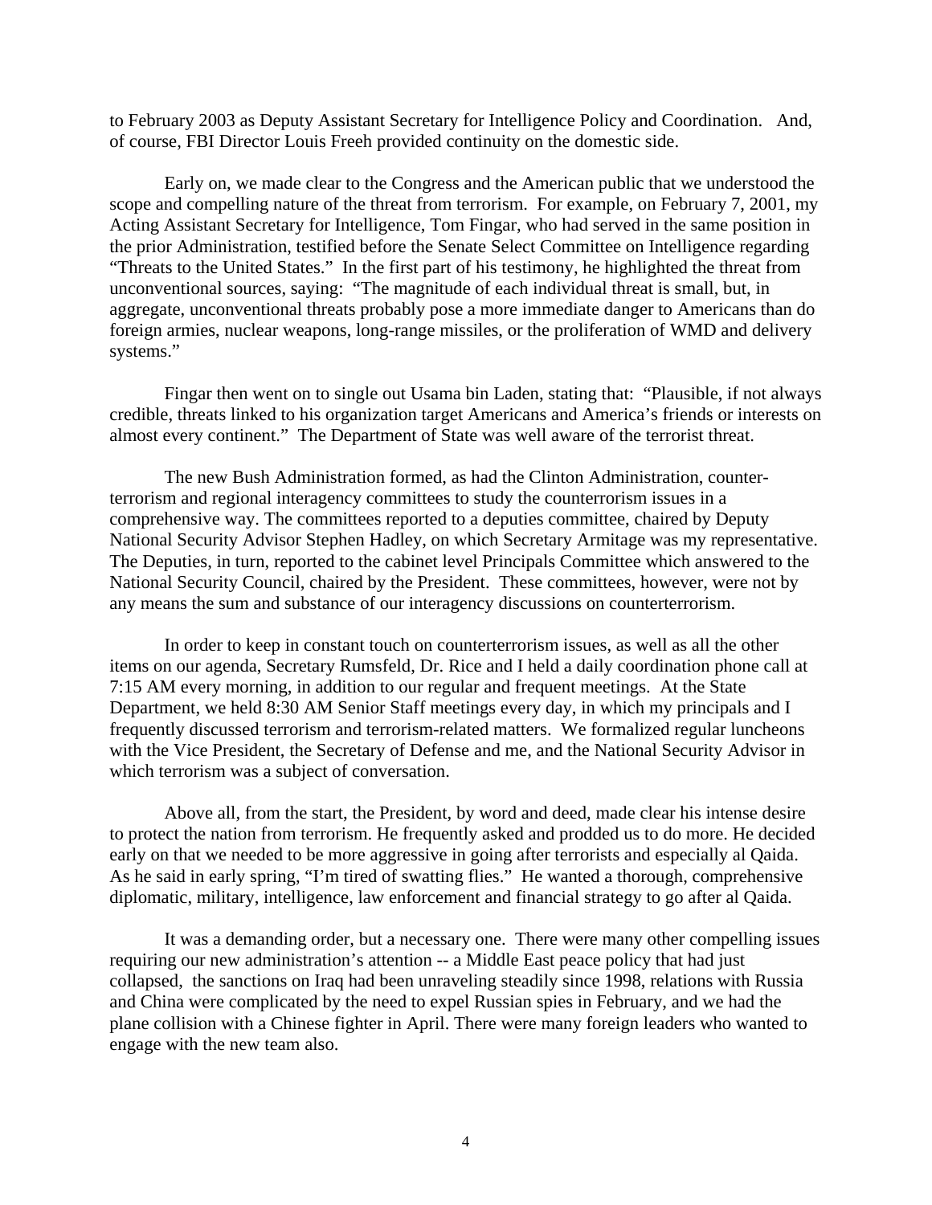to February 2003 as Deputy Assistant Secretary for Intelligence Policy and Coordination. And, of course, FBI Director Louis Freeh provided continuity on the domestic side.

Early on, we made clear to the Congress and the American public that we understood the scope and compelling nature of the threat from terrorism. For example, on February 7, 2001, my Acting Assistant Secretary for Intelligence, Tom Fingar, who had served in the same position in the prior Administration, testified before the Senate Select Committee on Intelligence regarding "Threats to the United States." In the first part of his testimony, he highlighted the threat from unconventional sources, saying: "The magnitude of each individual threat is small, but, in aggregate, unconventional threats probably pose a more immediate danger to Americans than do foreign armies, nuclear weapons, long-range missiles, or the proliferation of WMD and delivery systems."

Fingar then went on to single out Usama bin Laden, stating that: "Plausible, if not always credible, threats linked to his organization target Americans and America's friends or interests on almost every continent." The Department of State was well aware of the terrorist threat.

The new Bush Administration formed, as had the Clinton Administration, counter-terrorism and regional interagency committees to study the counterrorism issues in a comprehensive way. The committees reported to a deputies committee, chaired by Deputy National Security Advisor Stephen Hadley, on which Secretary Armitage was my representative. The Deputies, in turn, reported to the cabinet level Principals Committee which answered to the National Security Council, chaired by the President. These committees, however, were not by any means the sum and substance of our interagency discussions on counterterrorism.

In order to keep in constant touch on counterterrorism issues, as well as all the other items on our agenda, Secretary Rumsfeld, Dr. Rice and I held a daily coordination phone call at 7:15 AM every morning, in addition to our regular and frequent meetings. At the State Department, we held 8:30 AM Senior Staff meetings every day, in which my principals and I frequently discussed terrorism and terrorism-related matters. We formalized regular luncheons with the Vice President, the Secretary of Defense and me, and the National Security Advisor in which terrorism was a subject of conversation.

Above all, from the start, the President, by word and deed, made clear his intense desire to protect the nation from terrorism. He frequently asked and prodded us to do more. He decided early on that we needed to be more aggressive in going after terrorists and especially al Qaida. As he said in early spring, "I'm tired of swatting flies." He wanted a thorough, comprehensive diplomatic, military, intelligence, law enforcement and financial strategy to go after al Qaida.

It was a demanding order, but a necessary one. There were many other compelling issues requiring our new administration's attention -- a Middle East peace policy that had just collapsed, the sanctions on Iraq had been unraveling steadily since 1998, relations with Russia and China were complicated by the need to expel Russian spies in February, and we had the plane collision with a Chinese fighter in April. There were many foreign leaders who wanted to engage with the new team also.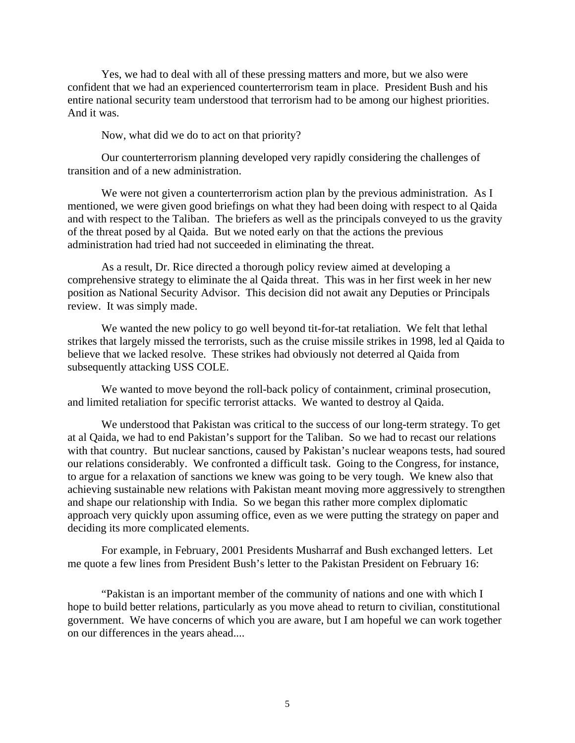Yes, we had to deal with all of these pressing matters and more, but we also were confident that we had an experienced counterterrorism team in place. President Bush and his entire national security team understood that terrorism had to be among our highest priorities. And it was.

Now, what did we do to act on that priority?

Our counterterrorism planning developed very rapidly considering the challenges of transition and of a new administration.

We were not given a counterterrorism action plan by the previous administration. As I mentioned, we were given good briefings on what they had been doing with respect to al Qaida and with respect to the Taliban. The briefers as well as the principals conveyed to us the gravity of the threat posed by al Qaida. But we noted early on that the actions the previous administration had tried had not succeeded in eliminating the threat.

As a result, Dr. Rice directed a thorough policy review aimed at developing a comprehensive strategy to eliminate the al Qaida threat. This was in her first week in her new position as National Security Advisor. This decision did not await any Deputies or Principals review. It was simply made.

We wanted the new policy to go well beyond tit-for-tat retaliation. We felt that lethal strikes that largely missed the terrorists, such as the cruise missile strikes in 1998, led al Qaida to believe that we lacked resolve. These strikes had obviously not deterred al Qaida from subsequently attacking USS COLE.

We wanted to move beyond the roll-back policy of containment, criminal prosecution, and limited retaliation for specific terrorist attacks. We wanted to destroy al Qaida.

We understood that Pakistan was critical to the success of our long-term strategy. To get at al Qaida, we had to end Pakistan's support for the Taliban. So we had to recast our relations with that country. But nuclear sanctions, caused by Pakistan's nuclear weapons tests, had soured our relations considerably. We confronted a difficult task. Going to the Congress, for instance, to argue for a relaxation of sanctions we knew was going to be very tough. We knew also that achieving sustainable new relations with Pakistan meant moving more aggressively to strengthen and shape our relationship with India. So we began this rather more complex diplomatic approach very quickly upon assuming office, even as we were putting the strategy on paper and deciding its more complicated elements.

For example, in February, 2001 Presidents Musharraf and Bush exchanged letters. Let me quote a few lines from President Bush's letter to the Pakistan President on February 16:

"Pakistan is an important member of the community of nations and one with which I hope to build better relations, particularly as you move ahead to return to civilian, constitutional government. We have concerns of which you are aware, but I am hopeful we can work together on our differences in the years ahead....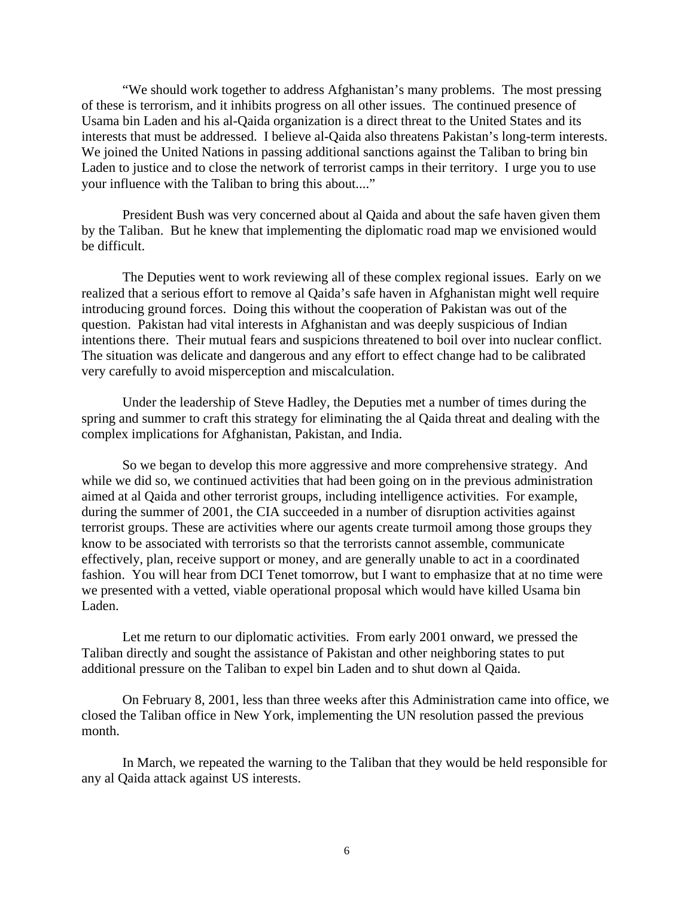"We should work together to address Afghanistan's many problems. The most pressing of these is terrorism, and it inhibits progress on all other issues. The continued presence of Usama bin Laden and his al-Qaida organization is a direct threat to the United States and its interests that must be addressed. I believe al-Qaida also threatens Pakistan's long-term interests. We joined the United Nations in passing additional sanctions against the Taliban to bring bin Laden to justice and to close the network of terrorist camps in their territory. I urge you to use your influence with the Taliban to bring this about...."

President Bush was very concerned about al Qaida and about the safe haven given them by the Taliban. But he knew that implementing the diplomatic road map we envisioned would be difficult.

The Deputies went to work reviewing all of these complex regional issues. Early on we realized that a serious effort to remove al Qaida's safe haven in Afghanistan might well require introducing ground forces. Doing this without the cooperation of Pakistan was out of the question. Pakistan had vital interests in Afghanistan and was deeply suspicious of Indian intentions there. Their mutual fears and suspicions threatened to boil over into nuclear conflict. The situation was delicate and dangerous and any effort to effect change had to be calibrated very carefully to avoid misperception and miscalculation.

Under the leadership of Steve Hadley, the Deputies met a number of times during the spring and summer to craft this strategy for eliminating the al Qaida threat and dealing with the complex implications for Afghanistan, Pakistan, and India.

So we began to develop this more aggressive and more comprehensive strategy. And while we did so, we continued activities that had been going on in the previous administration aimed at al Qaida and other terrorist groups, including intelligence activities. For example, during the summer of 2001, the CIA succeeded in a number of disruption activities against terrorist groups. These are activities where our agents create turmoil among those groups they know to be associated with terrorists so that the terrorists cannot assemble, communicate effectively, plan, receive support or money, and are generally unable to act in a coordinated fashion. You will hear from DCI Tenet tomorrow, but I want to emphasize that at no time were we presented with a vetted, viable operational proposal which would have killed Usama bin Laden.

Let me return to our diplomatic activities. From early 2001 onward, we pressed the Taliban directly and sought the assistance of Pakistan and other neighboring states to put additional pressure on the Taliban to expel bin Laden and to shut down al Qaida.

On February 8, 2001, less than three weeks after this Administration came into office, we closed the Taliban office in New York, implementing the UN resolution passed the previous month.

In March, we repeated the warning to the Taliban that they would be held responsible for any al Qaida attack against US interests.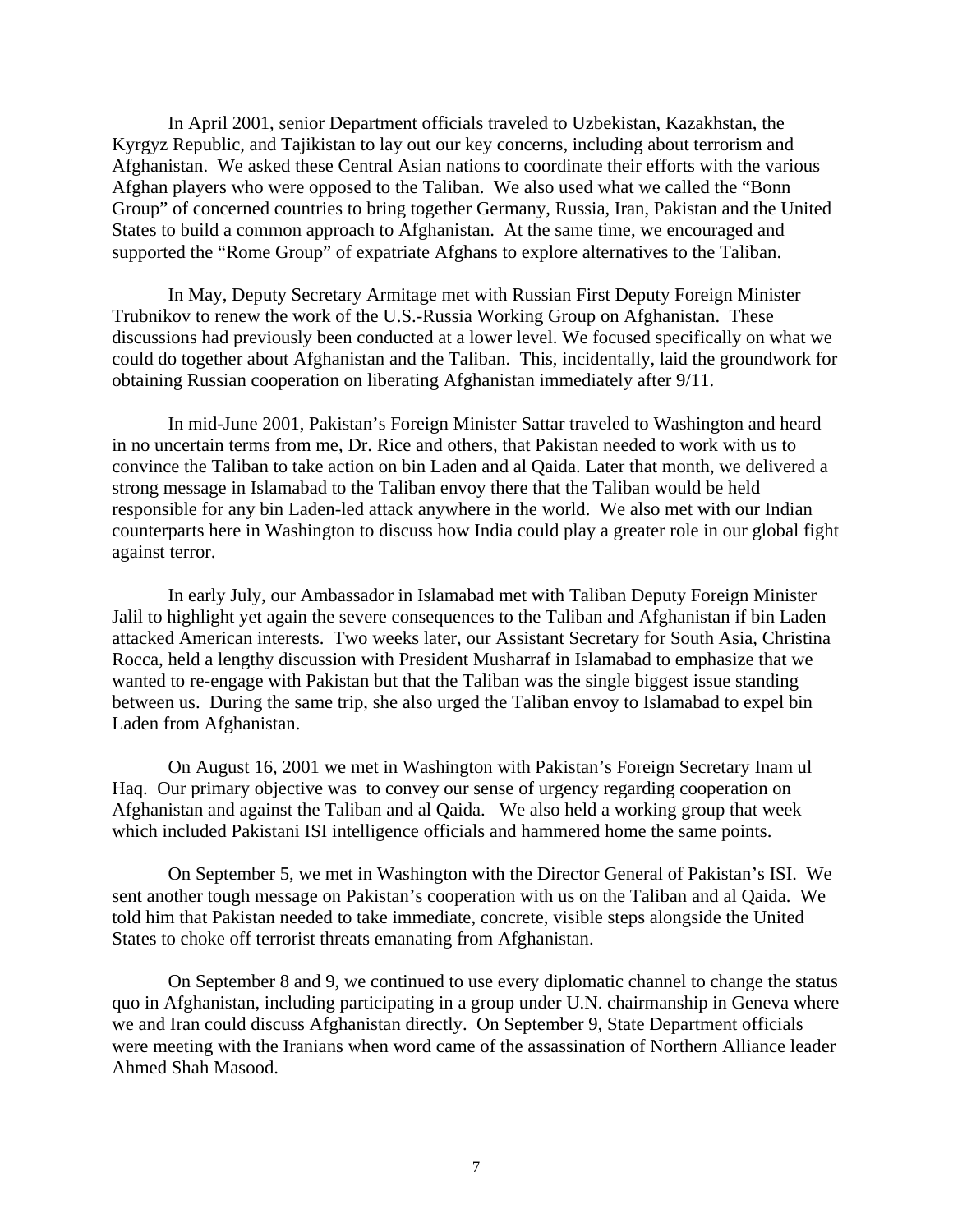In April 2001, senior Department officials traveled to Uzbekistan, Kazakhstan, the Kyrgyz Republic, and Tajikistan to lay out our key concerns, including about terrorism and Afghanistan. We asked these Central Asian nations to coordinate their efforts with the various Afghan players who were opposed to the Taliban. We also used what we called the "Bonn Group" of concerned countries to bring together Germany, Russia, Iran, Pakistan and the United States to build a common approach to Afghanistan. At the same time, we encouraged and supported the "Rome Group" of expatriate Afghans to explore alternatives to the Taliban.

In May, Deputy Secretary Armitage met with Russian First Deputy Foreign Minister Trubnikov to renew the work of the U.S.-Russia Working Group on Afghanistan. These discussions had previously been conducted at a lower level. We focused specifically on what we could do together about Afghanistan and the Taliban. This, incidentally, laid the groundwork for obtaining Russian cooperation on liberating Afghanistan immediately after 9/11.

In mid-June 2001, Pakistan's Foreign Minister Sattar traveled to Washington and heard in no uncertain terms from me, Dr. Rice and others, that Pakistan needed to work with us to convince the Taliban to take action on bin Laden and al Qaida. Later that month, we delivered a strong message in Islamabad to the Taliban envoy there that the Taliban would be held responsible for any bin Laden-led attack anywhere in the world. We also met with our Indian counterparts here in Washington to discuss how India could play a greater role in our global fight against terror.

In early July, our Ambassador in Islamabad met with Taliban Deputy Foreign Minister Jalil to highlight yet again the severe consequences to the Taliban and Afghanistan if bin Laden attacked American interests. Two weeks later, our Assistant Secretary for South Asia, Christina Rocca, held a lengthy discussion with President Musharraf in Islamabad to emphasize that we wanted to re-engage with Pakistan but that the Taliban was the single biggest issue standing between us. During the same trip, she also urged the Taliban envoy to Islamabad to expel bin Laden from Afghanistan.

On August 16, 2001 we met in Washington with Pakistan's Foreign Secretary Inam ul Haq. Our primary objective was to convey our sense of urgency regarding cooperation on Afghanistan and against the Taliban and al Qaida. We also held a working group that week which included Pakistani ISI intelligence officials and hammered home the same points.

On September 5, we met in Washington with the Director General of Pakistan's ISI. We sent another tough message on Pakistan's cooperation with us on the Taliban and al Qaida. We told him that Pakistan needed to take immediate, concrete, visible steps alongside the United States to choke off terrorist threats emanating from Afghanistan.

On September 8 and 9, we continued to use every diplomatic channel to change the status quo in Afghanistan, including participating in a group under U.N. chairmanship in Geneva where we and Iran could discuss Afghanistan directly. On September 9, State Department officials were meeting with the Iranians when word came of the assassination of Northern Alliance leader Ahmed Shah Masood.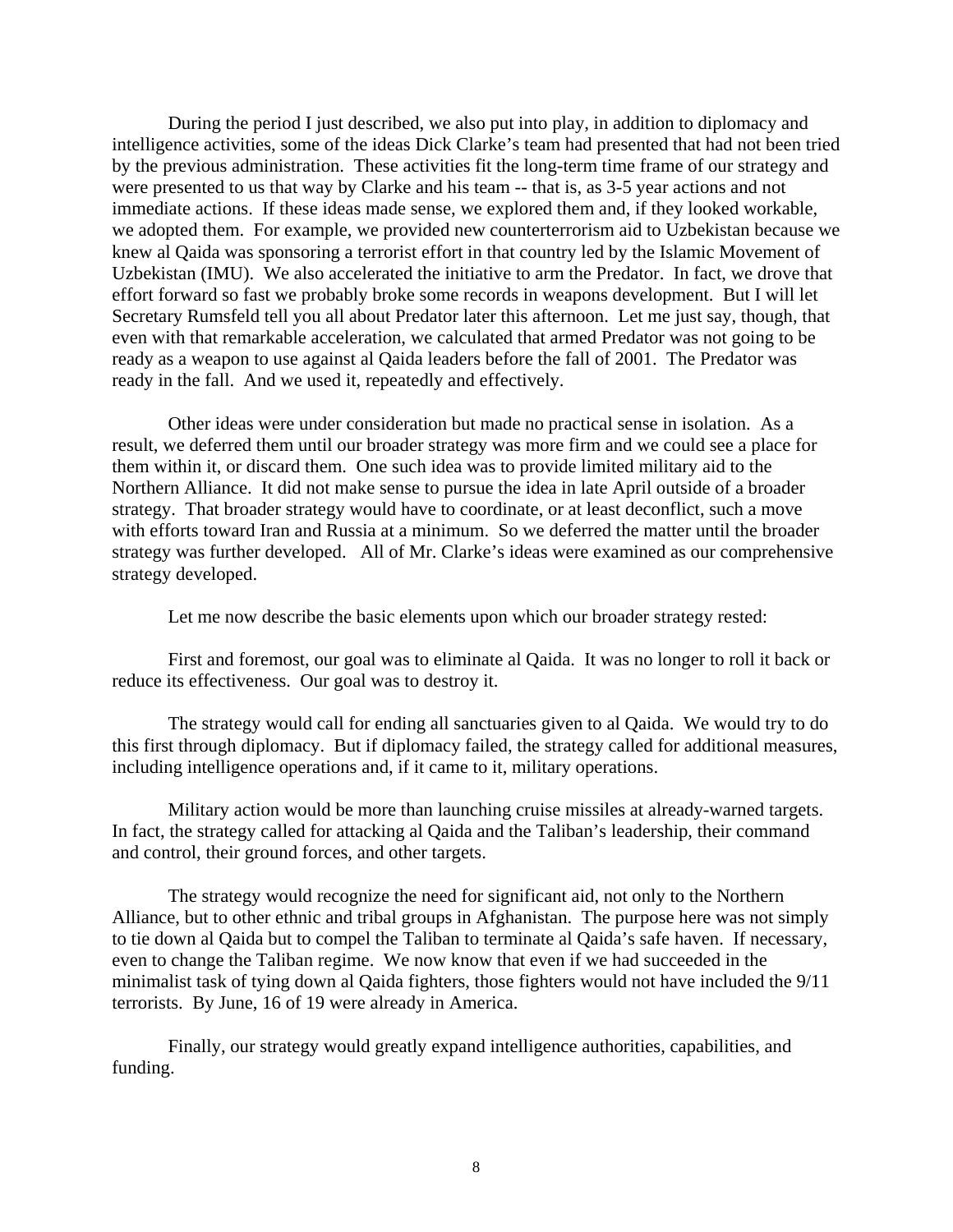During the period I just described, we also put into play, in addition to diplomacy and intelligence activities, some of the ideas Dick Clarke's team had presented that had not been tried by the previous administration. These activities fit the long-term time frame of our strategy and were presented to us that way by Clarke and his team -- that is, as 3-5 year actions and not immediate actions. If these ideas made sense, we explored them and, if they looked workable, we adopted them. For example, we provided new counterterrorism aid to Uzbekistan because we knew al Qaida was sponsoring a terrorist effort in that country led by the Islamic Movement of Uzbekistan (IMU). We also accelerated the initiative to arm the Predator. In fact, we drove that effort forward so fast we probably broke some records in weapons development. But I will let Secretary Rumsfeld tell you all about Predator later this afternoon. Let me just say, though, that even with that remarkable acceleration, we calculated that armed Predator was not going to be ready as a weapon to use against al Qaida leaders before the fall of 2001. The Predator was ready in the fall. And we used it, repeatedly and effectively.

Other ideas were under consideration but made no practical sense in isolation. As a result, we deferred them until our broader strategy was more firm and we could see a place for them within it, or discard them. One such idea was to provide limited military aid to the Northern Alliance. It did not make sense to pursue the idea in late April outside of a broader strategy. That broader strategy would have to coordinate, or at least deconflict, such a move with efforts toward Iran and Russia at a minimum. So we deferred the matter until the broader strategy was further developed. All of Mr. Clarke's ideas were examined as our comprehensive strategy developed.

Let me now describe the basic elements upon which our broader strategy rested:

First and foremost, our goal was to eliminate al Qaida. It was no longer to roll it back or reduce its effectiveness. Our goal was to destroy it.

The strategy would call for ending all sanctuaries given to al Qaida. We would try to do this first through diplomacy. But if diplomacy failed, the strategy called for additional measures, including intelligence operations and, if it came to it, military operations.

Military action would be more than launching cruise missiles at already-warned targets. In fact, the strategy called for attacking al Qaida and the Taliban's leadership, their command and control, their ground forces, and other targets.

The strategy would recognize the need for significant aid, not only to the Northern Alliance, but to other ethnic and tribal groups in Afghanistan. The purpose here was not simply to tie down al Qaida but to compel the Taliban to terminate al Qaida's safe haven. If necessary, even to change the Taliban regime. We now know that even if we had succeeded in the minimalist task of tying down al Qaida fighters, those fighters would not have included the 9/11 terrorists. By June, 16 of 19 were already in America.

Finally, our strategy would greatly expand intelligence authorities, capabilities, and funding.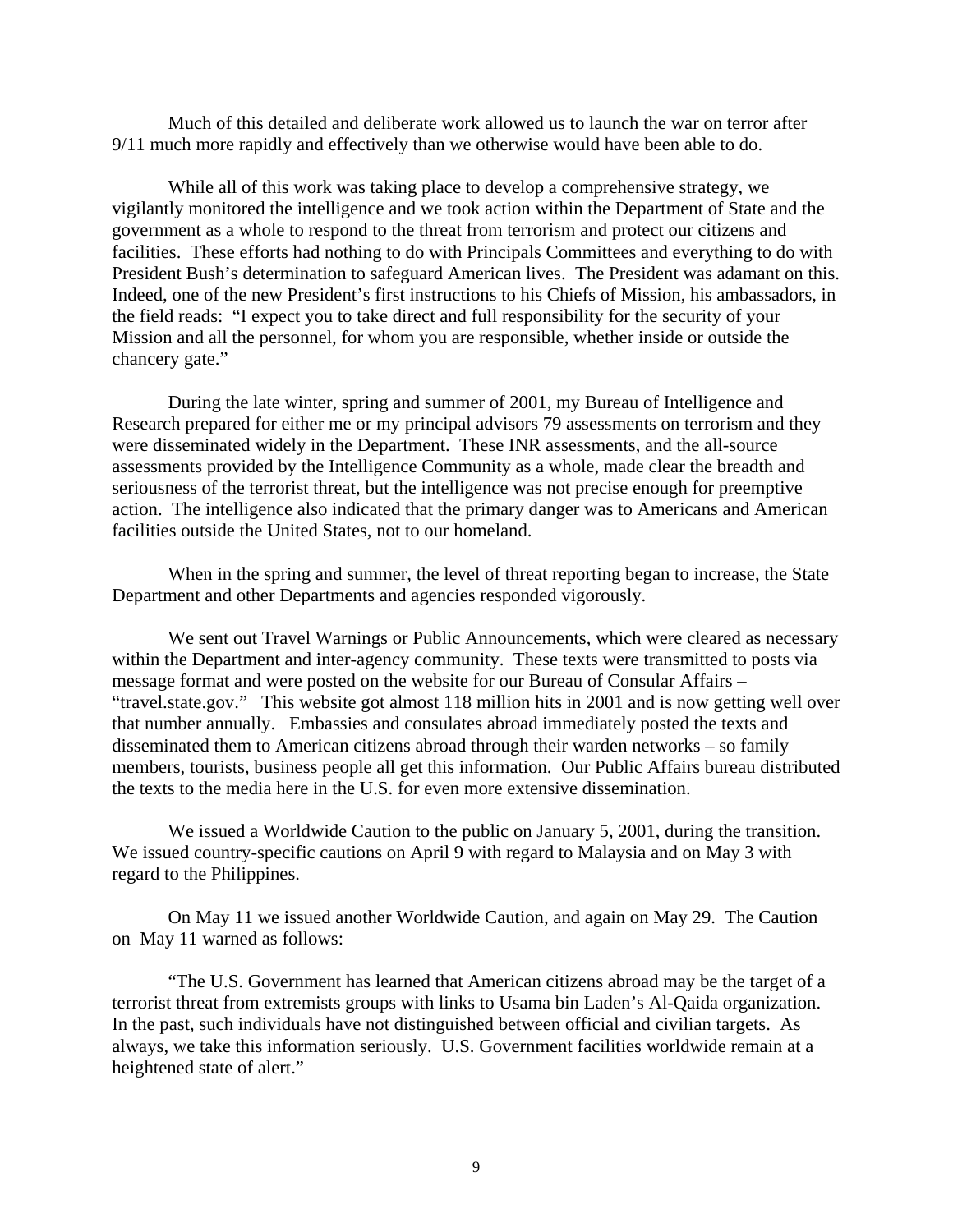Much of this detailed and deliberate work allowed us to launch the war on terror after 9/11 much more rapidly and effectively than we otherwise would have been able to do.

While all of this work was taking place to develop a comprehensive strategy, we vigilantly monitored the intelligence and we took action within the Department of State and the government as a whole to respond to the threat from terrorism and protect our citizens and facilities. These efforts had nothing to do with Principals Committees and everything to do with President Bush's determination to safeguard American lives. The President was adamant on this. Indeed, one of the new President's first instructions to his Chiefs of Mission, his ambassadors, in the field reads: "I expect you to take direct and full responsibility for the security of your Mission and all the personnel, for whom you are responsible, whether inside or outside the chancery gate."

During the late winter, spring and summer of 2001, my Bureau of Intelligence and Research prepared for either me or my principal advisors 79 assessments on terrorism and they were disseminated widely in the Department. These INR assessments, and the all-source assessments provided by the Intelligence Community as a whole, made clear the breadth and seriousness of the terrorist threat, but the intelligence was not precise enough for preemptive action. The intelligence also indicated that the primary danger was to Americans and American facilities outside the United States, not to our homeland.

When in the spring and summer, the level of threat reporting began to increase, the State Department and other Departments and agencies responded vigorously.

We sent out Travel Warnings or Public Announcements, which were cleared as necessary within the Department and inter-agency community. These texts were transmitted to posts via message format and were posted on the website for our Bureau of Consular Affairs – "travel.state.gov." This website got almost 118 million hits in 2001 and is now getting well over that number annually. Embassies and consulates abroad immediately posted the texts and disseminated them to American citizens abroad through their warden networks – so family members, tourists, business people all get this information. Our Public Affairs bureau distributed the texts to the media here in the U.S. for even more extensive dissemination.

We issued a Worldwide Caution to the public on January 5, 2001, during the transition. We issued country-specific cautions on April 9 with regard to Malaysia and on May 3 with regard to the Philippines.

On May 11 we issued another Worldwide Caution, and again on May 29. The Caution on May 11 warned as follows:

"The U.S. Government has learned that American citizens abroad may be the target of a terrorist threat from extremists groups with links to Usama bin Laden's Al-Qaida organization. In the past, such individuals have not distinguished between official and civilian targets. As always, we take this information seriously. U.S. Government facilities worldwide remain at a heightened state of alert."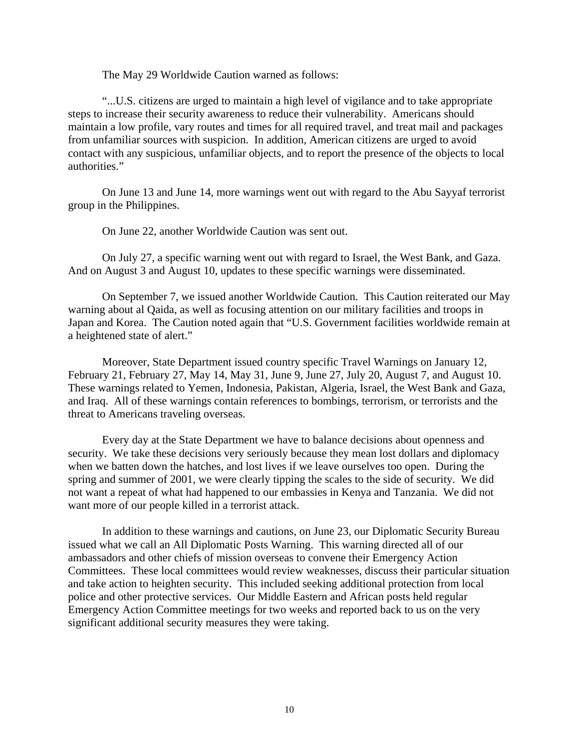The May 29 Worldwide Caution warned as follows:

"...U.S. citizens are urged to maintain a high level of vigilance and to take appropriate steps to increase their security awareness to reduce their vulnerability. Americans should maintain a low profile, vary routes and times for all required travel, and treat mail and packages from unfamiliar sources with suspicion. In addition, American citizens are urged to avoid contact with any suspicious, unfamiliar objects, and to report the presence of the objects to local authorities."

On June 13 and June 14, more warnings went out with regard to the Abu Sayyaf terrorist group in the Philippines.

On June 22, another Worldwide Caution was sent out.

On July 27, a specific warning went out with regard to Israel, the West Bank, and Gaza. And on August 3 and August 10, updates to these specific warnings were disseminated.

On September 7, we issued another Worldwide Caution. This Caution reiterated our May warning about al Qaida, as well as focusing attention on our military facilities and troops in Japan and Korea. The Caution noted again that "U.S. Government facilities worldwide remain at a heightened state of alert."

Moreover, State Department issued country specific Travel Warnings on January 12, February 21, February 27, May 14, May 31, June 9, June 27, July 20, August 7, and August 10. These warnings related to Yemen, Indonesia, Pakistan, Algeria, Israel, the West Bank and Gaza, and Iraq. All of these warnings contain references to bombings, terrorism, or terrorists and the threat to Americans traveling overseas.

Every day at the State Department we have to balance decisions about openness and security. We take these decisions very seriously because they mean lost dollars and diplomacy when we batten down the hatches, and lost lives if we leave ourselves too open. During the spring and summer of 2001, we were clearly tipping the scales to the side of security. We did not want a repeat of what had happened to our embassies in Kenya and Tanzania. We did not want more of our people killed in a terrorist attack.

In addition to these warnings and cautions, on June 23, our Diplomatic Security Bureau issued what we call an All Diplomatic Posts Warning. This warning directed all of our ambassadors and other chiefs of mission overseas to convene their Emergency Action Committees. These local committees would review weaknesses, discuss their particular situation and take action to heighten security. This included seeking additional protection from local police and other protective services. Our Middle Eastern and African posts held regular Emergency Action Committee meetings for two weeks and reported back to us on the very significant additional security measures they were taking.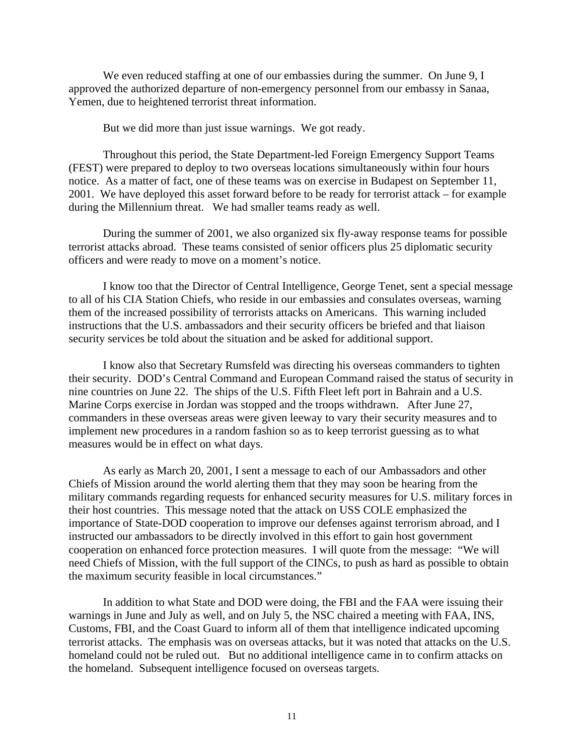We even reduced staffing at one of our embassies during the summer. On June 9, I approved the authorized departure of non-emergency personnel from our embassy in Sanaa, Yemen, due to heightened terrorist threat information.

But we did more than just issue warnings. We got ready.

Throughout this period, the State Department-led Foreign Emergency Support Teams (FEST) were prepared to deploy to two overseas locations simultaneously within four hours notice. As a matter of fact, one of these teams was on exercise in Budapest on September 11, 2001. We have deployed this asset forward before to be ready for terrorist attack – for example during the Millennium threat. We had smaller teams ready as well.

During the summer of 2001, we also organized six fly-away response teams for possible terrorist attacks abroad. These teams consisted of senior officers plus 25 diplomatic security officers and were ready to move on a moment's notice.

I know too that the Director of Central Intelligence, George Tenet, sent a special message to all of his CIA Station Chiefs, who reside in our embassies and consulates overseas, warning them of the increased possibility of terrorists attacks on Americans. This warning included instructions that the U.S. ambassadors and their security officers be briefed and that liaison security services be told about the situation and be asked for additional support.

I know also that Secretary Rumsfeld was directing his overseas commanders to tighten their security. DOD's Central Command and European Command raised the status of security in nine countries on June 22. The ships of the U.S. Fifth Fleet left port in Bahrain and a U.S. Marine Corps exercise in Jordan was stopped and the troops withdrawn. After June 27, commanders in these overseas areas were given leeway to vary their security measures and to implement new procedures in a random fashion so as to keep terrorist guessing as to what measures would be in effect on what days.

As early as March 20, 2001, I sent a message to each of our Ambassadors and other Chiefs of Mission around the world alerting them that they may soon be hearing from the military commands regarding requests for enhanced security measures for U.S. military forces in their host countries. This message noted that the attack on USS COLE emphasized the importance of State-DOD cooperation to improve our defenses against terrorism abroad, and I instructed our ambassadors to be directly involved in this effort to gain host government cooperation on enhanced force protection measures. I will quote from the message: "We will need Chiefs of Mission, with the full support of the CINCs, to push as hard as possible to obtain the maximum security feasible in local circumstances."

In addition to what State and DOD were doing, the FBI and the FAA were issuing their warnings in June and July as well, and on July 5, the NSC chaired a meeting with FAA, INS, Customs, FBI, and the Coast Guard to inform all of them that intelligence indicated upcoming terrorist attacks. The emphasis was on overseas attacks, but it was noted that attacks on the U.S. homeland could not be ruled out. But no additional intelligence came in to confirm attacks on the homeland. Subsequent intelligence focused on overseas targets.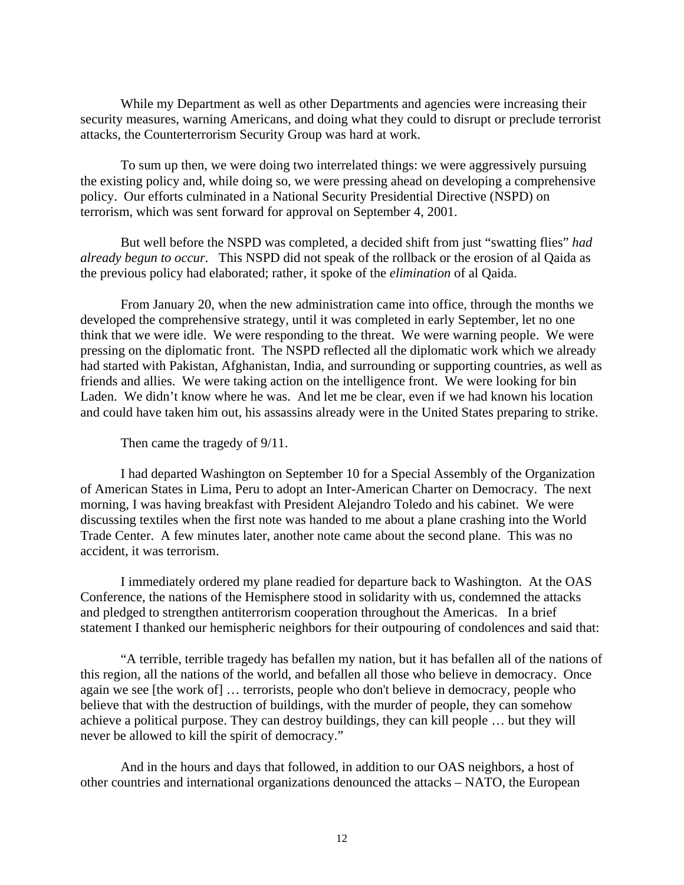While my Department as well as other Departments and agencies were increasing their security measures, warning Americans, and doing what they could to disrupt or preclude terrorist attacks, the Counterterrorism Security Group was hard at work.

To sum up then, we were doing two interrelated things: we were aggressively pursuing the existing policy and, while doing so, we were pressing ahead on developing a comprehensive policy. Our efforts culminated in a National Security Presidential Directive (NSPD) on terrorism, which was sent forward for approval on September 4, 2001.

But well before the NSPD was completed, a decided shift from just "swatting flies" *had already begun to occur*. This NSPD did not speak of the rollback or the erosion of al Qaida as the previous policy had elaborated; rather, it spoke of the *elimination* of al Qaida.

From January 20, when the new administration came into office, through the months we developed the comprehensive strategy, until it was completed in early September, let no one think that we were idle. We were responding to the threat. We were warning people. We were pressing on the diplomatic front. The NSPD reflected all the diplomatic work which we already had started with Pakistan, Afghanistan, India, and surrounding or supporting countries, as well as friends and allies. We were taking action on the intelligence front. We were looking for bin Laden. We didn't know where he was. And let me be clear, even if we had known his location and could have taken him out, his assassins already were in the United States preparing to strike.

Then came the tragedy of 9/11.

I had departed Washington on September 10 for a Special Assembly of the Organization of American States in Lima, Peru to adopt an Inter-American Charter on Democracy. The next morning, I was having breakfast with President Alejandro Toledo and his cabinet. We were discussing textiles when the first note was handed to me about a plane crashing into the World Trade Center. A few minutes later, another note came about the second plane. This was no accident, it was terrorism.

I immediately ordered my plane readied for departure back to Washington. At the OAS Conference, the nations of the Hemisphere stood in solidarity with us, condemned the attacks and pledged to strengthen antiterrorism cooperation throughout the Americas. In a brief statement I thanked our hemispheric neighbors for their outpouring of condolences and said that:

"A terrible, terrible tragedy has befallen my nation, but it has befallen all of the nations of this region, all the nations of the world, and befallen all those who believe in democracy. Once again we see [the work of] … terrorists, people who don't believe in democracy, people who believe that with the destruction of buildings, with the murder of people, they can somehow achieve a political purpose. They can destroy buildings, they can kill people … but they will never be allowed to kill the spirit of democracy."

And in the hours and days that followed, in addition to our OAS neighbors, a host of other countries and international organizations denounced the attacks – NATO, the European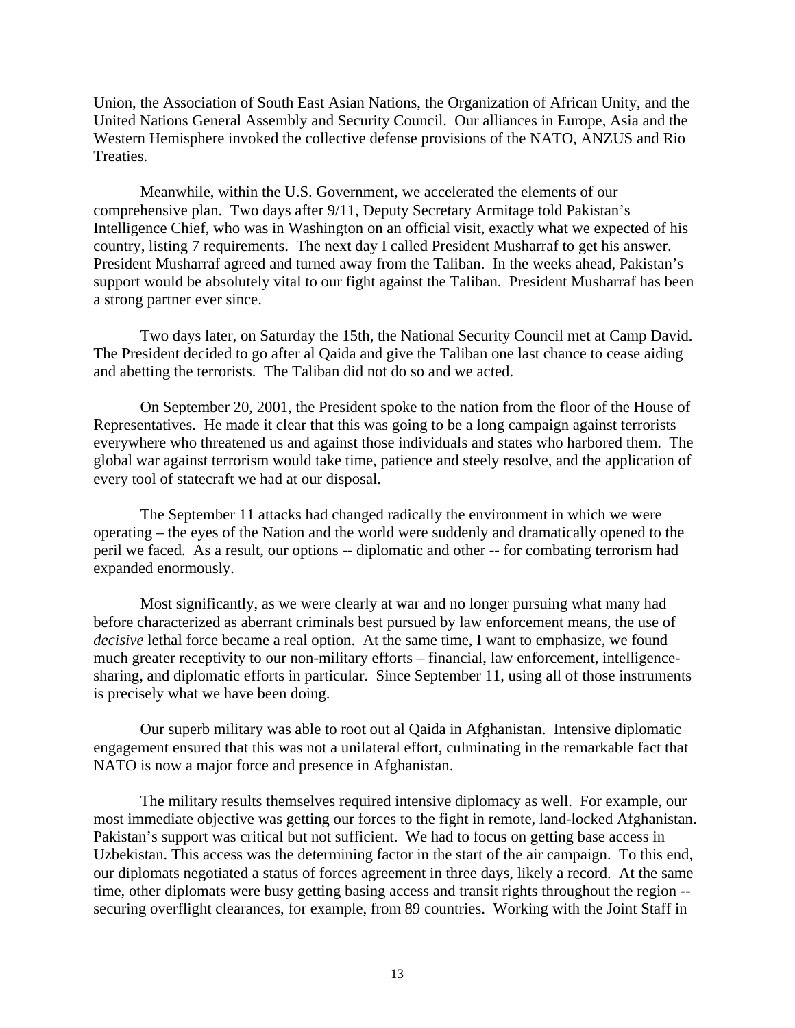Union, the Association of South East Asian Nations, the Organization of African Unity, and the United Nations General Assembly and Security Council. Our alliances in Europe, Asia and the Western Hemisphere invoked the collective defense provisions of the NATO, ANZUS and Rio Treaties.

Meanwhile, within the U.S. Government, we accelerated the elements of our comprehensive plan. Two days after 9/11, Deputy Secretary Armitage told Pakistan's Intelligence Chief, who was in Washington on an official visit, exactly what we expected of his country, listing 7 requirements. The next day I called President Musharraf to get his answer. President Musharraf agreed and turned away from the Taliban. In the weeks ahead, Pakistan's support would be absolutely vital to our fight against the Taliban. President Musharraf has been a strong partner ever since.

Two days later, on Saturday the 15th, the National Security Council met at Camp David. The President decided to go after al Qaida and give the Taliban one last chance to cease aiding and abetting the terrorists. The Taliban did not do so and we acted.

On September 20, 2001, the President spoke to the nation from the floor of the House of Representatives. He made it clear that this was going to be a long campaign against terrorists everywhere who threatened us and against those individuals and states who harbored them. The global war against terrorism would take time, patience and steely resolve, and the application of every tool of statecraft we had at our disposal.

The September 11 attacks had changed radically the environment in which we were operating – the eyes of the Nation and the world were suddenly and dramatically opened to the peril we faced. As a result, our options -- diplomatic and other -- for combating terrorism had expanded enormously.

Most significantly, as we were clearly at war and no longer pursuing what many had before characterized as aberrant criminals best pursued by law enforcement means, the use of *decisive* lethal force became a real option. At the same time, I want to emphasize, we found much greater receptivity to our non-military efforts – financial, law enforcement, intelligence-sharing, and diplomatic efforts in particular. Since September 11, using all of those instruments is precisely what we have been doing.

Our superb military was able to root out al Qaida in Afghanistan. Intensive diplomatic engagement ensured that this was not a unilateral effort, culminating in the remarkable fact that NATO is now a major force and presence in Afghanistan.

The military results themselves required intensive diplomacy as well. For example, our most immediate objective was getting our forces to the fight in remote, land-locked Afghanistan. Pakistan's support was critical but not sufficient. We had to focus on getting base access in Uzbekistan. This access was the determining factor in the start of the air campaign. To this end, our diplomats negotiated a status of forces agreement in three days, likely a record. At the same time, other diplomats were busy getting basing access and transit rights throughout the region -- securing overflight clearances, for example, from 89 countries. Working with the Joint Staff in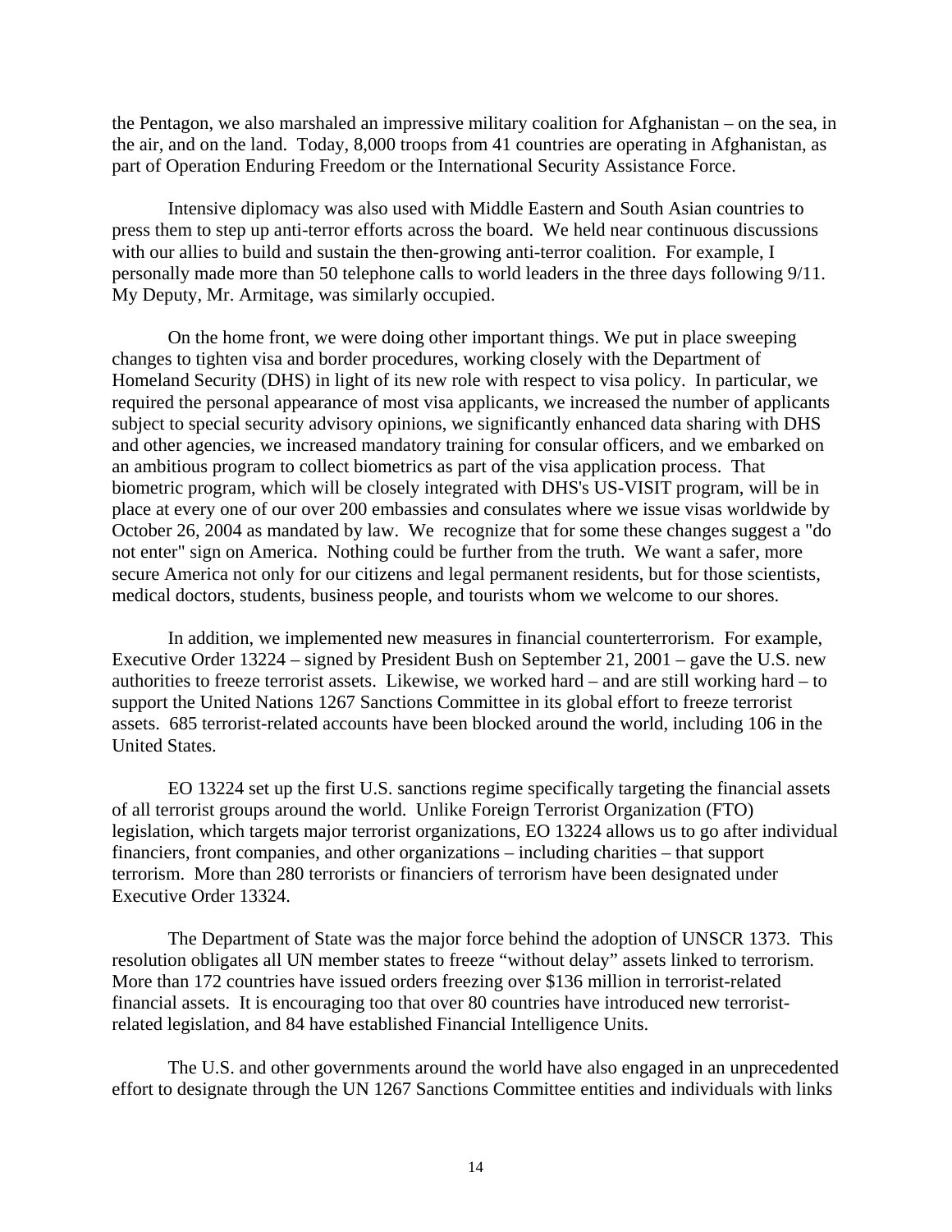the Pentagon, we also marshaled an impressive military coalition for Afghanistan – on the sea, in the air, and on the land. Today, 8,000 troops from 41 countries are operating in Afghanistan, as part of Operation Enduring Freedom or the International Security Assistance Force.

Intensive diplomacy was also used with Middle Eastern and South Asian countries to press them to step up anti-terror efforts across the board. We held near continuous discussions with our allies to build and sustain the then-growing anti-terror coalition. For example, I personally made more than 50 telephone calls to world leaders in the three days following 9/11. My Deputy, Mr. Armitage, was similarly occupied.

On the home front, we were doing other important things. We put in place sweeping changes to tighten visa and border procedures, working closely with the Department of Homeland Security (DHS) in light of its new role with respect to visa policy. In particular, we required the personal appearance of most visa applicants, we increased the number of applicants subject to special security advisory opinions, we significantly enhanced data sharing with DHS and other agencies, we increased mandatory training for consular officers, and we embarked on an ambitious program to collect biometrics as part of the visa application process. That biometric program, which will be closely integrated with DHS's US-VISIT program, will be in place at every one of our over 200 embassies and consulates where we issue visas worldwide by October 26, 2004 as mandated by law. We recognize that for some these changes suggest a "do not enter" sign on America. Nothing could be further from the truth. We want a safer, more secure America not only for our citizens and legal permanent residents, but for those scientists, medical doctors, students, business people, and tourists whom we welcome to our shores.

In addition, we implemented new measures in financial counterterrorism. For example, Executive Order 13224 – signed by President Bush on September 21, 2001 – gave the U.S. new authorities to freeze terrorist assets. Likewise, we worked hard – and are still working hard – to support the United Nations 1267 Sanctions Committee in its global effort to freeze terrorist assets. 685 terrorist-related accounts have been blocked around the world, including 106 in the United States.

EO 13224 set up the first U.S. sanctions regime specifically targeting the financial assets of all terrorist groups around the world. Unlike Foreign Terrorist Organization (FTO) legislation, which targets major terrorist organizations, EO 13224 allows us to go after individual financiers, front companies, and other organizations – including charities – that support terrorism. More than 280 terrorists or financiers of terrorism have been designated under Executive Order 13324.

The Department of State was the major force behind the adoption of UNSCR 1373. This resolution obligates all UN member states to freeze "without delay" assets linked to terrorism. More than 172 countries have issued orders freezing over $136 million in terrorist-related financial assets. It is encouraging too that over 80 countries have introduced new terrorist-related legislation, and 84 have established Financial Intelligence Units.

The U.S. and other governments around the world have also engaged in an unprecedented effort to designate through the UN 1267 Sanctions Committee entities and individuals with links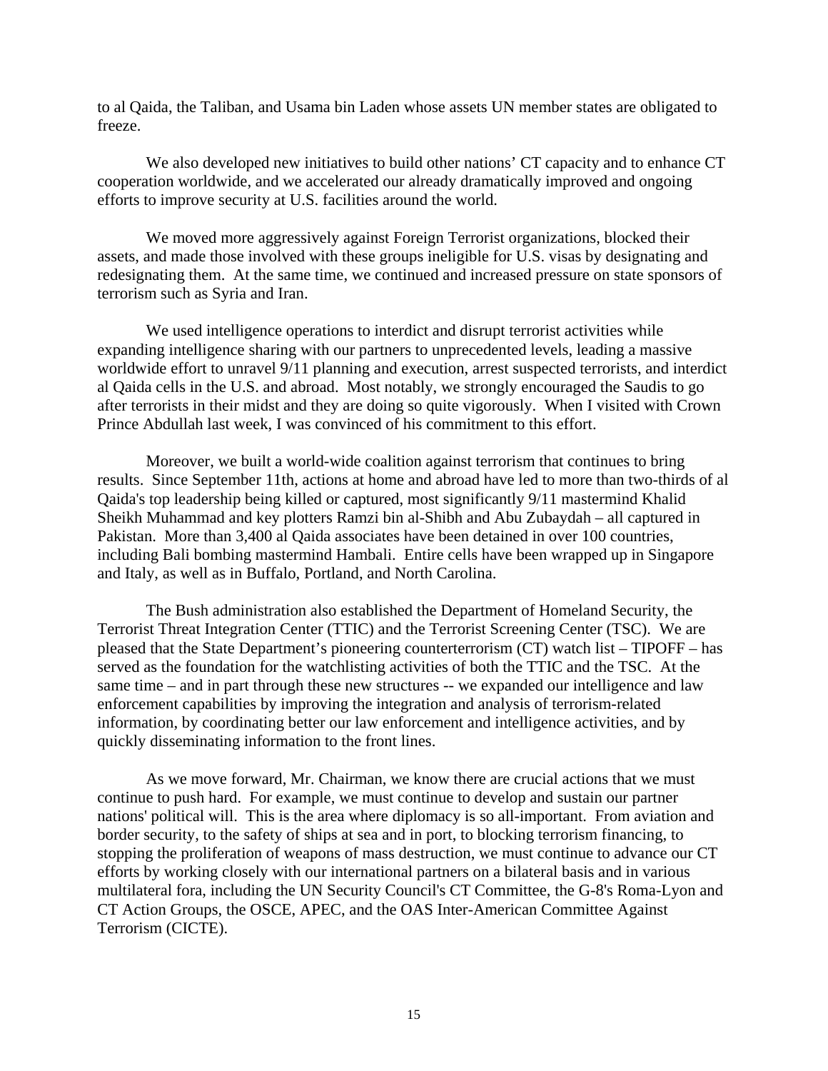to al Qaida, the Taliban, and Usama bin Laden whose assets UN member states are obligated to freeze.

We also developed new initiatives to build other nations' CT capacity and to enhance CT cooperation worldwide, and we accelerated our already dramatically improved and ongoing efforts to improve security at U.S. facilities around the world.

We moved more aggressively against Foreign Terrorist organizations, blocked their assets, and made those involved with these groups ineligible for U.S. visas by designating and redesignating them. At the same time, we continued and increased pressure on state sponsors of terrorism such as Syria and Iran.

We used intelligence operations to interdict and disrupt terrorist activities while expanding intelligence sharing with our partners to unprecedented levels, leading a massive worldwide effort to unravel 9/11 planning and execution, arrest suspected terrorists, and interdict al Qaida cells in the U.S. and abroad. Most notably, we strongly encouraged the Saudis to go after terrorists in their midst and they are doing so quite vigorously. When I visited with Crown Prince Abdullah last week, I was convinced of his commitment to this effort.

Moreover, we built a world-wide coalition against terrorism that continues to bring results. Since September 11th, actions at home and abroad have led to more than two-thirds of al Qaida's top leadership being killed or captured, most significantly 9/11 mastermind Khalid Sheikh Muhammad and key plotters Ramzi bin al-Shibh and Abu Zubaydah – all captured in Pakistan. More than 3,400 al Qaida associates have been detained in over 100 countries, including Bali bombing mastermind Hambali. Entire cells have been wrapped up in Singapore and Italy, as well as in Buffalo, Portland, and North Carolina.

The Bush administration also established the Department of Homeland Security, the Terrorist Threat Integration Center (TTIC) and the Terrorist Screening Center (TSC). We are pleased that the State Department's pioneering counterterrorism (CT) watch list – TIPOFF – has served as the foundation for the watchlisting activities of both the TTIC and the TSC. At the same time – and in part through these new structures -- we expanded our intelligence and law enforcement capabilities by improving the integration and analysis of terrorism-related information, by coordinating better our law enforcement and intelligence activities, and by quickly disseminating information to the front lines.

As we move forward, Mr. Chairman, we know there are crucial actions that we must continue to push hard. For example, we must continue to develop and sustain our partner nations' political will. This is the area where diplomacy is so all-important. From aviation and border security, to the safety of ships at sea and in port, to blocking terrorism financing, to stopping the proliferation of weapons of mass destruction, we must continue to advance our CT efforts by working closely with our international partners on a bilateral basis and in various multilateral fora, including the UN Security Council's CT Committee, the G-8's Roma-Lyon and CT Action Groups, the OSCE, APEC, and the OAS Inter-American Committee Against Terrorism (CICTE).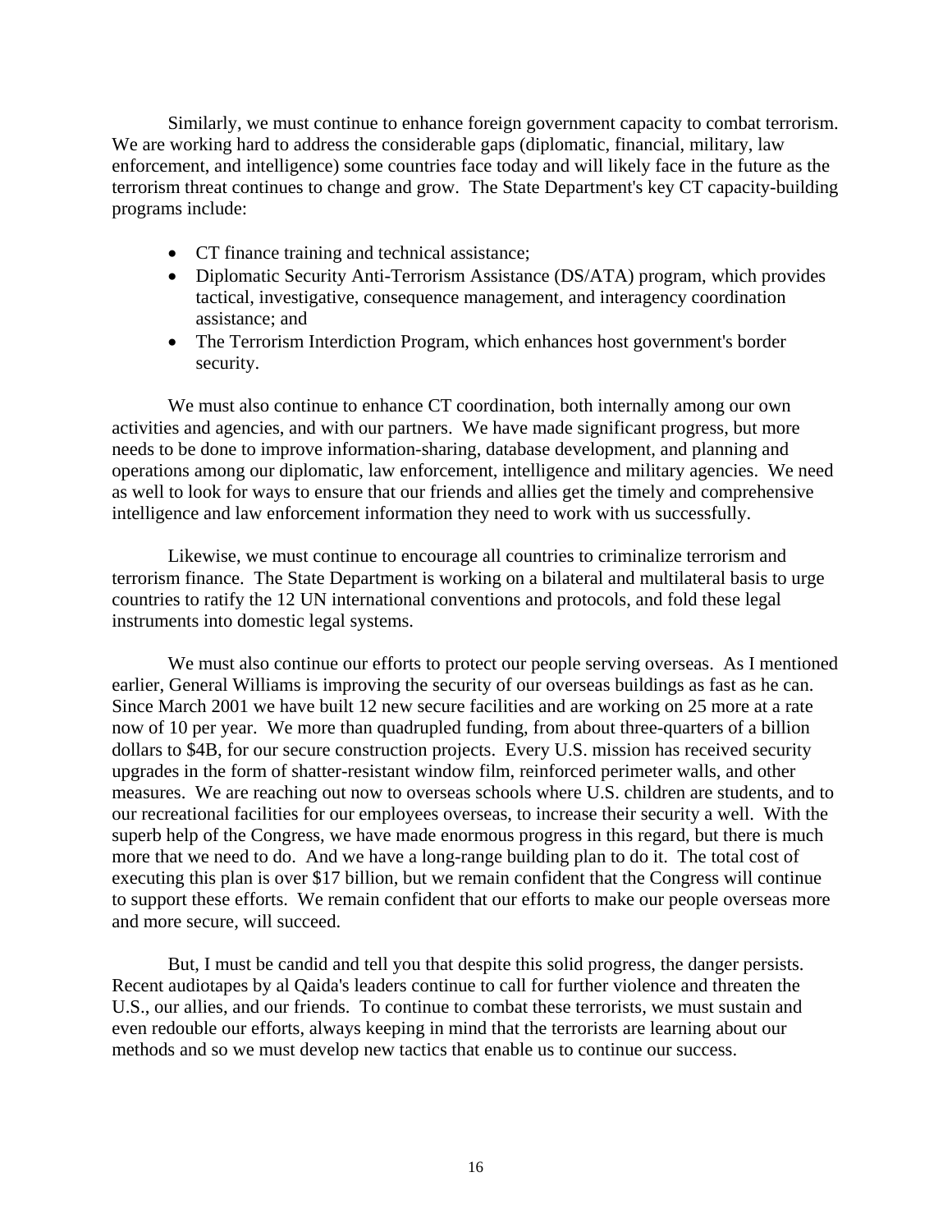Similarly, we must continue to enhance foreign government capacity to combat terrorism. We are working hard to address the considerable gaps (diplomatic, financial, military, law enforcement, and intelligence) some countries face today and will likely face in the future as the terrorism threat continues to change and grow. The State Department's key CT capacity-building programs include:

- CT finance training and technical assistance;
- Diplomatic Security Anti-Terrorism Assistance (DS/ATA) program, which provides tactical, investigative, consequence management, and interagency coordination assistance; and
- The Terrorism Interdiction Program, which enhances host government's border security.

We must also continue to enhance CT coordination, both internally among our own activities and agencies, and with our partners. We have made significant progress, but more needs to be done to improve information-sharing, database development, and planning and operations among our diplomatic, law enforcement, intelligence and military agencies. We need as well to look for ways to ensure that our friends and allies get the timely and comprehensive intelligence and law enforcement information they need to work with us successfully.

Likewise, we must continue to encourage all countries to criminalize terrorism and terrorism finance. The State Department is working on a bilateral and multilateral basis to urge countries to ratify the 12 UN international conventions and protocols, and fold these legal instruments into domestic legal systems.

We must also continue our efforts to protect our people serving overseas. As I mentioned earlier, General Williams is improving the security of our overseas buildings as fast as he can. Since March 2001 we have built 12 new secure facilities and are working on 25 more at a rate now of 10 per year. We more than quadrupled funding, from about three-quarters of a billion dollars to $4B, for our secure construction projects. Every U.S. mission has received security upgrades in the form of shatter-resistant window film, reinforced perimeter walls, and other measures. We are reaching out now to overseas schools where U.S. children are students, and to our recreational facilities for our employees overseas, to increase their security a well. With the superb help of the Congress, we have made enormous progress in this regard, but there is much more that we need to do. And we have a long-range building plan to do it. The total cost of executing this plan is over $17 billion, but we remain confident that the Congress will continue to support these efforts. We remain confident that our efforts to make our people overseas more and more secure, will succeed.

But, I must be candid and tell you that despite this solid progress, the danger persists. Recent audiotapes by al Qaida's leaders continue to call for further violence and threaten the U.S., our allies, and our friends. To continue to combat these terrorists, we must sustain and even redouble our efforts, always keeping in mind that the terrorists are learning about our methods and so we must develop new tactics that enable us to continue our success.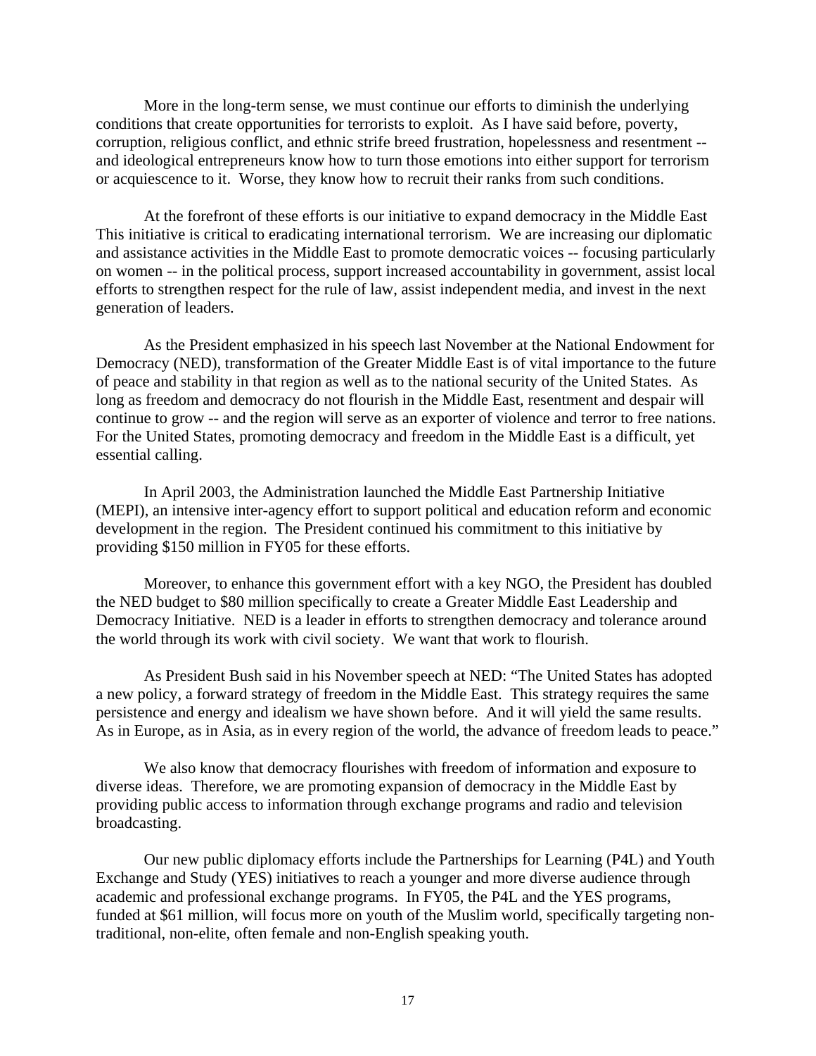More in the long-term sense, we must continue our efforts to diminish the underlying conditions that create opportunities for terrorists to exploit. As I have said before, poverty, corruption, religious conflict, and ethnic strife breed frustration, hopelessness and resentment -- and ideological entrepreneurs know how to turn those emotions into either support for terrorism or acquiescence to it. Worse, they know how to recruit their ranks from such conditions.

At the forefront of these efforts is our initiative to expand democracy in the Middle East This initiative is critical to eradicating international terrorism. We are increasing our diplomatic and assistance activities in the Middle East to promote democratic voices -- focusing particularly on women -- in the political process, support increased accountability in government, assist local efforts to strengthen respect for the rule of law, assist independent media, and invest in the next generation of leaders.

As the President emphasized in his speech last November at the National Endowment for Democracy (NED), transformation of the Greater Middle East is of vital importance to the future of peace and stability in that region as well as to the national security of the United States. As long as freedom and democracy do not flourish in the Middle East, resentment and despair will continue to grow -- and the region will serve as an exporter of violence and terror to free nations. For the United States, promoting democracy and freedom in the Middle East is a difficult, yet essential calling.

In April 2003, the Administration launched the Middle East Partnership Initiative (MEPI), an intensive inter-agency effort to support political and education reform and economic development in the region. The President continued his commitment to this initiative by providing $150 million in FY05 for these efforts.

Moreover, to enhance this government effort with a key NGO, the President has doubled the NED budget to $80 million specifically to create a Greater Middle East Leadership and Democracy Initiative. NED is a leader in efforts to strengthen democracy and tolerance around the world through its work with civil society. We want that work to flourish.

As President Bush said in his November speech at NED: "The United States has adopted a new policy, a forward strategy of freedom in the Middle East. This strategy requires the same persistence and energy and idealism we have shown before. And it will yield the same results. As in Europe, as in Asia, as in every region of the world, the advance of freedom leads to peace."

We also know that democracy flourishes with freedom of information and exposure to diverse ideas. Therefore, we are promoting expansion of democracy in the Middle East by providing public access to information through exchange programs and radio and television broadcasting.

Our new public diplomacy efforts include the Partnerships for Learning (P4L) and Youth Exchange and Study (YES) initiatives to reach a younger and more diverse audience through academic and professional exchange programs. In FY05, the P4L and the YES programs, funded at $61 million, will focus more on youth of the Muslim world, specifically targeting non-traditional, non-elite, often female and non-English speaking youth.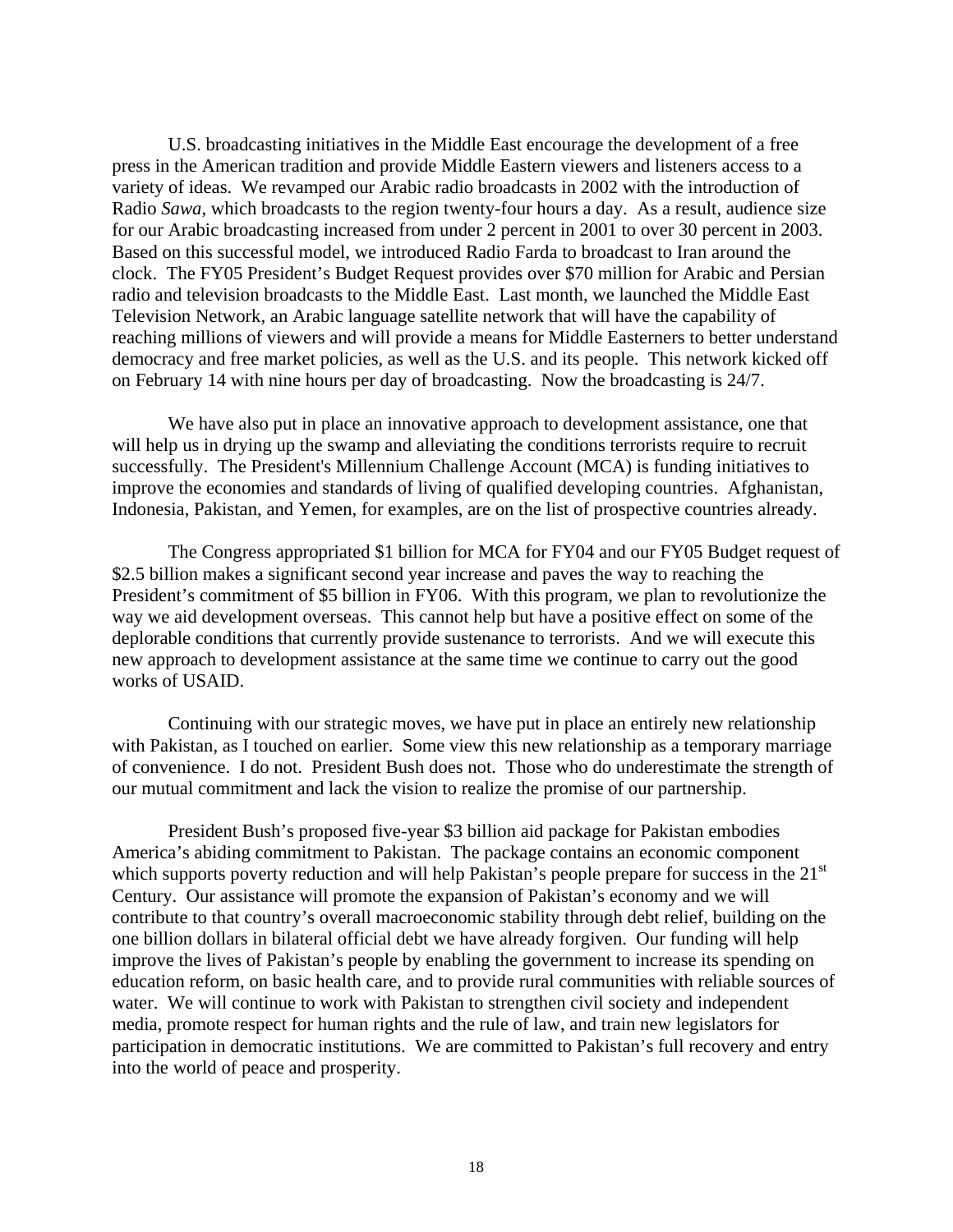U.S. broadcasting initiatives in the Middle East encourage the development of a free press in the American tradition and provide Middle Eastern viewers and listeners access to a variety of ideas. We revamped our Arabic radio broadcasts in 2002 with the introduction of Radio *Sawa*, which broadcasts to the region twenty-four hours a day. As a result, audience size for our Arabic broadcasting increased from under 2 percent in 2001 to over 30 percent in 2003. Based on this successful model, we introduced Radio Farda to broadcast to Iran around the clock. The FY05 President's Budget Request provides over $70 million for Arabic and Persian radio and television broadcasts to the Middle East. Last month, we launched the Middle East Television Network, an Arabic language satellite network that will have the capability of reaching millions of viewers and will provide a means for Middle Easterners to better understand democracy and free market policies, as well as the U.S. and its people. This network kicked off on February 14 with nine hours per day of broadcasting. Now the broadcasting is 24/7.

We have also put in place an innovative approach to development assistance, one that will help us in drying up the swamp and alleviating the conditions terrorists require to recruit successfully. The President's Millennium Challenge Account (MCA) is funding initiatives to improve the economies and standards of living of qualified developing countries. Afghanistan, Indonesia, Pakistan, and Yemen, for examples, are on the list of prospective countries already.

The Congress appropriated $1 billion for MCA for FY04 and our FY05 Budget request of $2.5 billion makes a significant second year increase and paves the way to reaching the President's commitment of $5 billion in FY06. With this program, we plan to revolutionize the way we aid development overseas. This cannot help but have a positive effect on some of the deplorable conditions that currently provide sustenance to terrorists. And we will execute this new approach to development assistance at the same time we continue to carry out the good works of USAID.

Continuing with our strategic moves, we have put in place an entirely new relationship with Pakistan, as I touched on earlier. Some view this new relationship as a temporary marriage of convenience. I do not. President Bush does not. Those who do underestimate the strength of our mutual commitment and lack the vision to realize the promise of our partnership.

President Bush's proposed five-year $3 billion aid package for Pakistan embodies America's abiding commitment to Pakistan. The package contains an economic component which supports poverty reduction and will help Pakistan's people prepare for success in the 21st Century. Our assistance will promote the expansion of Pakistan's economy and we will contribute to that country's overall macroeconomic stability through debt relief, building on the one billion dollars in bilateral official debt we have already forgiven. Our funding will help improve the lives of Pakistan's people by enabling the government to increase its spending on education reform, on basic health care, and to provide rural communities with reliable sources of water. We will continue to work with Pakistan to strengthen civil society and independent media, promote respect for human rights and the rule of law, and train new legislators for participation in democratic institutions. We are committed to Pakistan's full recovery and entry into the world of peace and prosperity.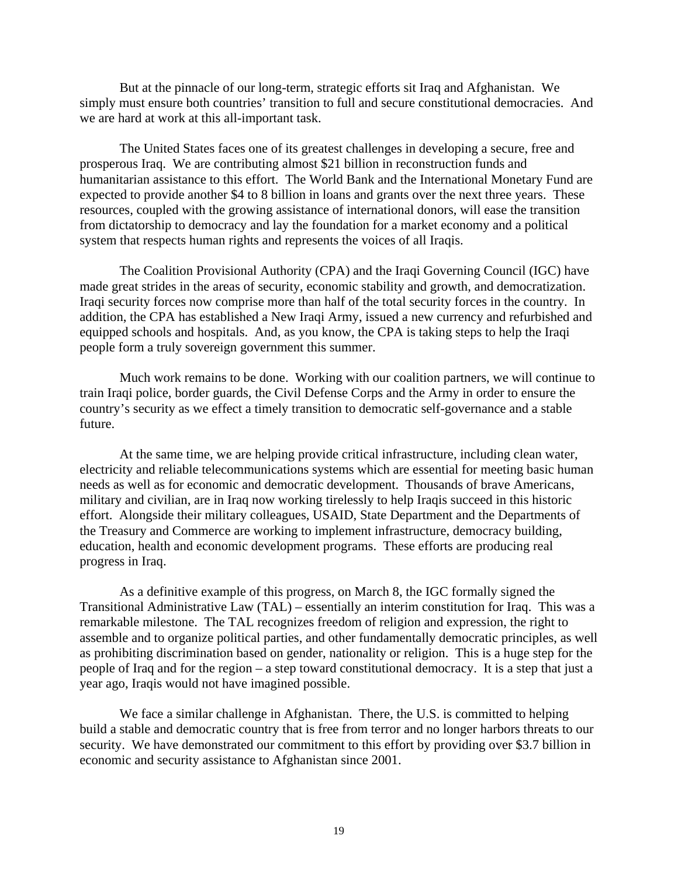But at the pinnacle of our long-term, strategic efforts sit Iraq and Afghanistan. We simply must ensure both countries' transition to full and secure constitutional democracies. And we are hard at work at this all-important task.

The United States faces one of its greatest challenges in developing a secure, free and prosperous Iraq. We are contributing almost $21 billion in reconstruction funds and humanitarian assistance to this effort. The World Bank and the International Monetary Fund are expected to provide another $4 to 8 billion in loans and grants over the next three years. These resources, coupled with the growing assistance of international donors, will ease the transition from dictatorship to democracy and lay the foundation for a market economy and a political system that respects human rights and represents the voices of all Iraqis.

The Coalition Provisional Authority (CPA) and the Iraqi Governing Council (IGC) have made great strides in the areas of security, economic stability and growth, and democratization. Iraqi security forces now comprise more than half of the total security forces in the country. In addition, the CPA has established a New Iraqi Army, issued a new currency and refurbished and equipped schools and hospitals. And, as you know, the CPA is taking steps to help the Iraqi people form a truly sovereign government this summer.

Much work remains to be done. Working with our coalition partners, we will continue to train Iraqi police, border guards, the Civil Defense Corps and the Army in order to ensure the country's security as we effect a timely transition to democratic self-governance and a stable future.

At the same time, we are helping provide critical infrastructure, including clean water, electricity and reliable telecommunications systems which are essential for meeting basic human needs as well as for economic and democratic development. Thousands of brave Americans, military and civilian, are in Iraq now working tirelessly to help Iraqis succeed in this historic effort. Alongside their military colleagues, USAID, State Department and the Departments of the Treasury and Commerce are working to implement infrastructure, democracy building, education, health and economic development programs. These efforts are producing real progress in Iraq.

As a definitive example of this progress, on March 8, the IGC formally signed the Transitional Administrative Law (TAL) – essentially an interim constitution for Iraq. This was a remarkable milestone. The TAL recognizes freedom of religion and expression, the right to assemble and to organize political parties, and other fundamentally democratic principles, as well as prohibiting discrimination based on gender, nationality or religion. This is a huge step for the people of Iraq and for the region – a step toward constitutional democracy. It is a step that just a year ago, Iraqis would not have imagined possible.

We face a similar challenge in Afghanistan. There, the U.S. is committed to helping build a stable and democratic country that is free from terror and no longer harbors threats to our security. We have demonstrated our commitment to this effort by providing over $3.7 billion in economic and security assistance to Afghanistan since 2001.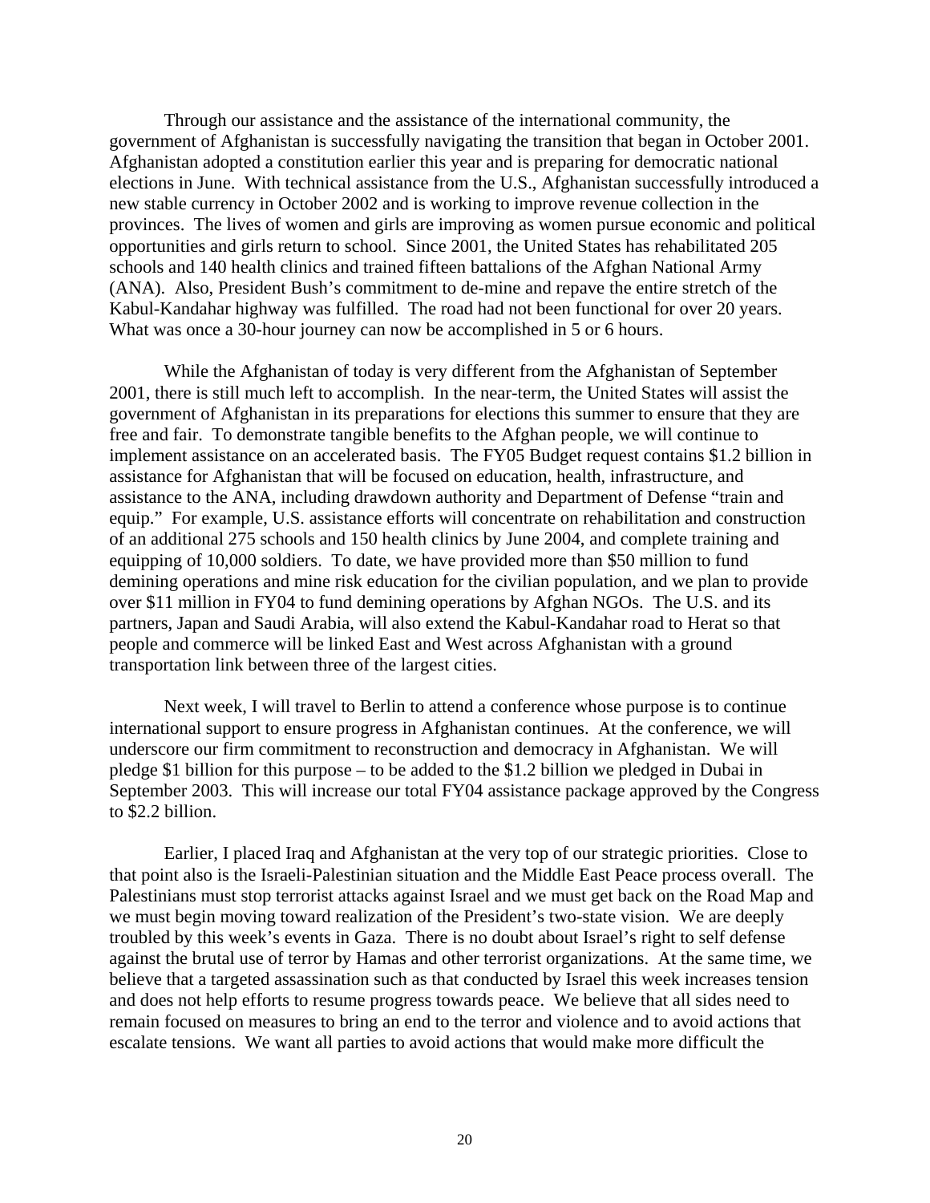Through our assistance and the assistance of the international community, the government of Afghanistan is successfully navigating the transition that began in October 2001. Afghanistan adopted a constitution earlier this year and is preparing for democratic national elections in June. With technical assistance from the U.S., Afghanistan successfully introduced a new stable currency in October 2002 and is working to improve revenue collection in the provinces. The lives of women and girls are improving as women pursue economic and political opportunities and girls return to school. Since 2001, the United States has rehabilitated 205 schools and 140 health clinics and trained fifteen battalions of the Afghan National Army (ANA). Also, President Bush's commitment to de-mine and repave the entire stretch of the Kabul-Kandahar highway was fulfilled. The road had not been functional for over 20 years. What was once a 30-hour journey can now be accomplished in 5 or 6 hours.

While the Afghanistan of today is very different from the Afghanistan of September 2001, there is still much left to accomplish. In the near-term, the United States will assist the government of Afghanistan in its preparations for elections this summer to ensure that they are free and fair. To demonstrate tangible benefits to the Afghan people, we will continue to implement assistance on an accelerated basis. The FY05 Budget request contains $1.2 billion in assistance for Afghanistan that will be focused on education, health, infrastructure, and assistance to the ANA, including drawdown authority and Department of Defense "train and equip." For example, U.S. assistance efforts will concentrate on rehabilitation and construction of an additional 275 schools and 150 health clinics by June 2004, and complete training and equipping of 10,000 soldiers. To date, we have provided more than $50 million to fund demining operations and mine risk education for the civilian population, and we plan to provide over $11 million in FY04 to fund demining operations by Afghan NGOs. The U.S. and its partners, Japan and Saudi Arabia, will also extend the Kabul-Kandahar road to Herat so that people and commerce will be linked East and West across Afghanistan with a ground transportation link between three of the largest cities.

Next week, I will travel to Berlin to attend a conference whose purpose is to continue international support to ensure progress in Afghanistan continues. At the conference, we will underscore our firm commitment to reconstruction and democracy in Afghanistan. We will pledge $1 billion for this purpose – to be added to the $1.2 billion we pledged in Dubai in September 2003. This will increase our total FY04 assistance package approved by the Congress to $2.2 billion.

Earlier, I placed Iraq and Afghanistan at the very top of our strategic priorities. Close to that point also is the Israeli-Palestinian situation and the Middle East Peace process overall. The Palestinians must stop terrorist attacks against Israel and we must get back on the Road Map and we must begin moving toward realization of the President's two-state vision. We are deeply troubled by this week's events in Gaza. There is no doubt about Israel's right to self defense against the brutal use of terror by Hamas and other terrorist organizations. At the same time, we believe that a targeted assassination such as that conducted by Israel this week increases tension and does not help efforts to resume progress towards peace. We believe that all sides need to remain focused on measures to bring an end to the terror and violence and to avoid actions that escalate tensions. We want all parties to avoid actions that would make more difficult the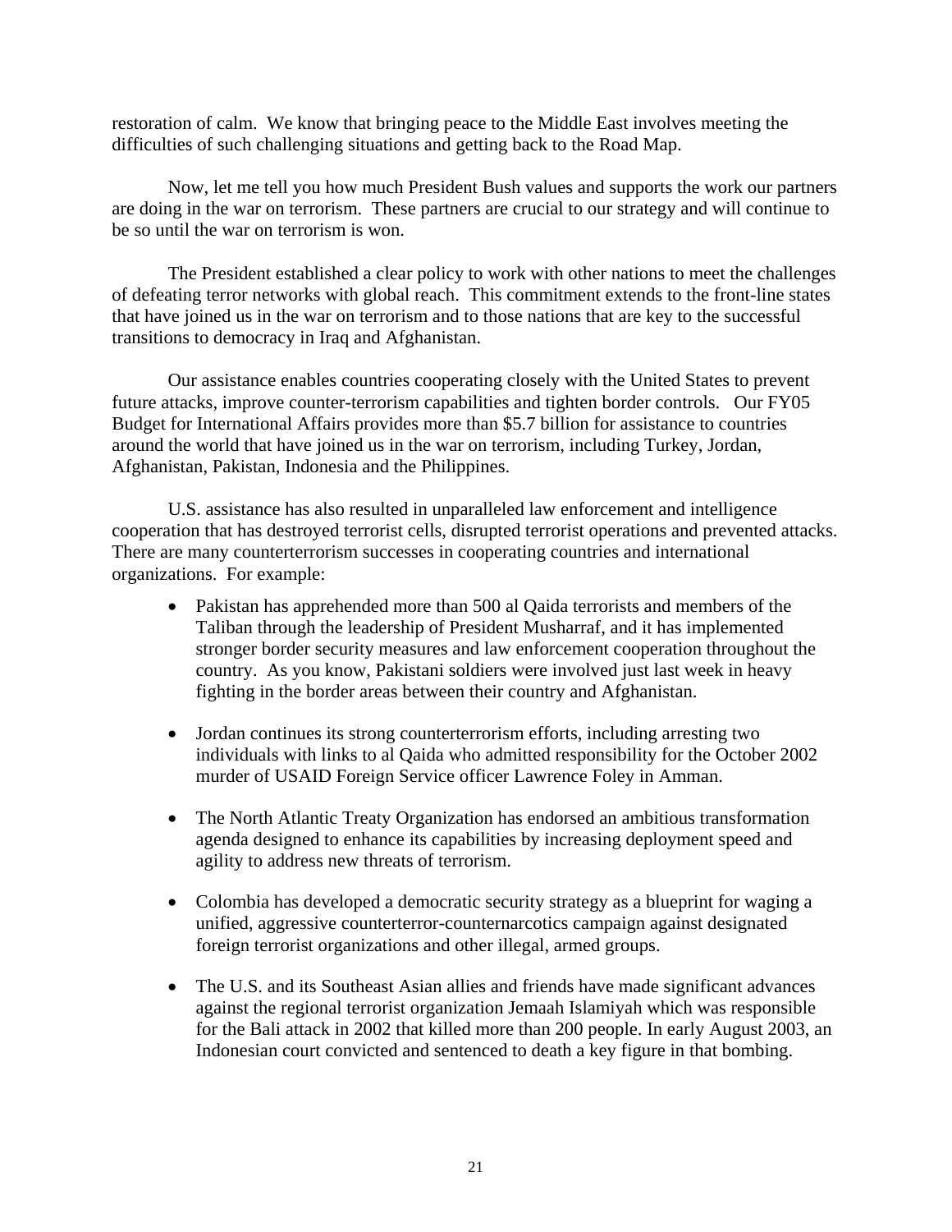restoration of calm. We know that bringing peace to the Middle East involves meeting the difficulties of such challenging situations and getting back to the Road Map.

Now, let me tell you how much President Bush values and supports the work our partners are doing in the war on terrorism. These partners are crucial to our strategy and will continue to be so until the war on terrorism is won.

The President established a clear policy to work with other nations to meet the challenges of defeating terror networks with global reach. This commitment extends to the front-line states that have joined us in the war on terrorism and to those nations that are key to the successful transitions to democracy in Iraq and Afghanistan.

Our assistance enables countries cooperating closely with the United States to prevent future attacks, improve counter-terrorism capabilities and tighten border controls. Our FY05 Budget for International Affairs provides more than $5.7 billion for assistance to countries around the world that have joined us in the war on terrorism, including Turkey, Jordan, Afghanistan, Pakistan, Indonesia and the Philippines.

U.S. assistance has also resulted in unparalleled law enforcement and intelligence cooperation that has destroyed terrorist cells, disrupted terrorist operations and prevented attacks. There are many counterterrorism successes in cooperating countries and international organizations. For example:

- Pakistan has apprehended more than 500 al Qaida terrorists and members of the Taliban through the leadership of President Musharraf, and it has implemented stronger border security measures and law enforcement cooperation throughout the country. As you know, Pakistani soldiers were involved just last week in heavy fighting in the border areas between their country and Afghanistan.

- Jordan continues its strong counterterrorism efforts, including arresting two individuals with links to al Qaida who admitted responsibility for the October 2002 murder of USAID Foreign Service officer Lawrence Foley in Amman.

- The North Atlantic Treaty Organization has endorsed an ambitious transformation agenda designed to enhance its capabilities by increasing deployment speed and agility to address new threats of terrorism.

- Colombia has developed a democratic security strategy as a blueprint for waging a unified, aggressive counterterror-counternarcotics campaign against designated foreign terrorist organizations and other illegal, armed groups.

- The U.S. and its Southeast Asian allies and friends have made significant advances against the regional terrorist organization Jemaah Islamiyah which was responsible for the Bali attack in 2002 that killed more than 200 people. In early August 2003, an Indonesian court convicted and sentenced to death a key figure in that bombing.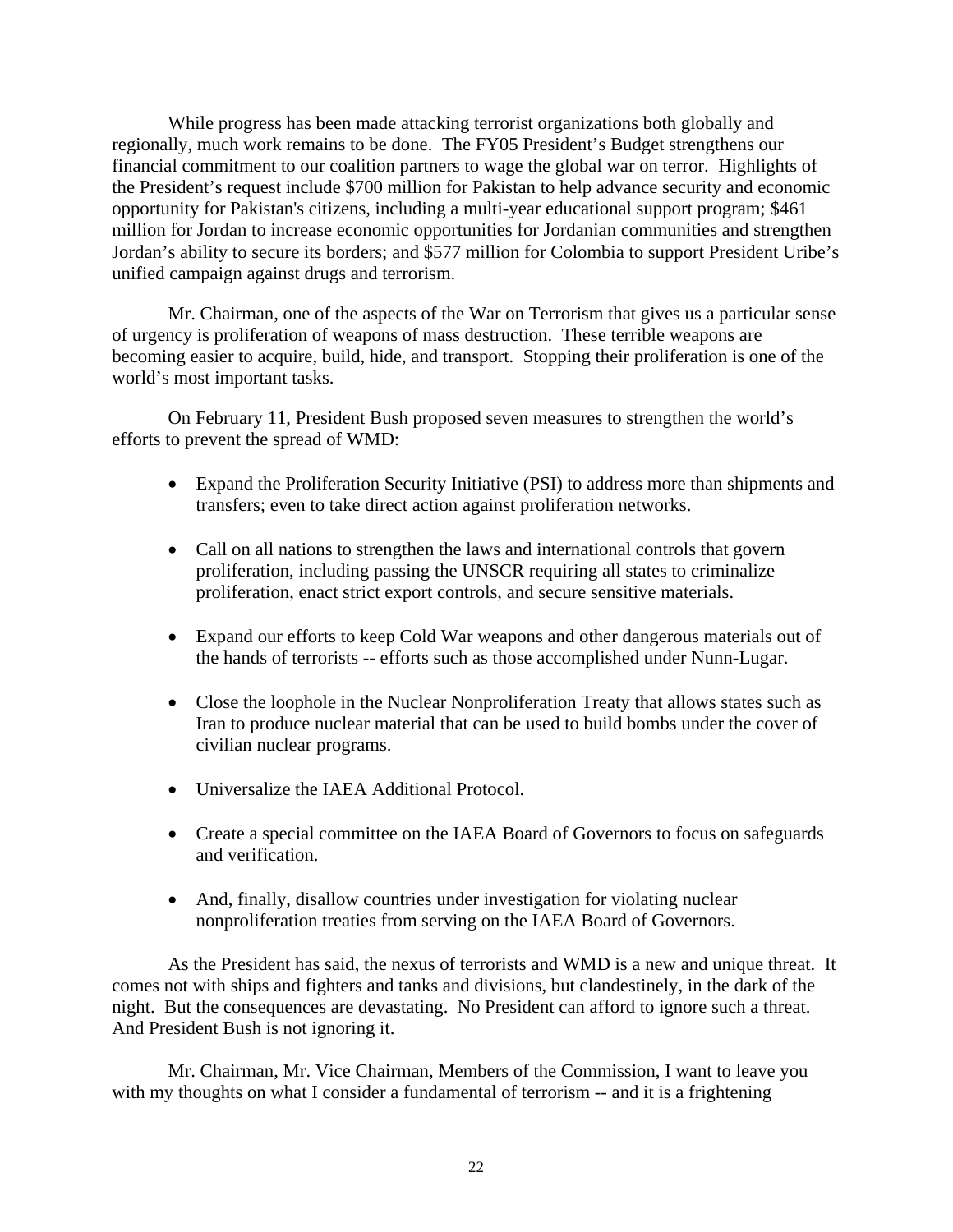While progress has been made attacking terrorist organizations both globally and regionally, much work remains to be done. The FY05 President's Budget strengthens our financial commitment to our coalition partners to wage the global war on terror. Highlights of the President's request include $700 million for Pakistan to help advance security and economic opportunity for Pakistan's citizens, including a multi-year educational support program; $461 million for Jordan to increase economic opportunities for Jordanian communities and strengthen Jordan's ability to secure its borders; and $577 million for Colombia to support President Uribe's unified campaign against drugs and terrorism.

Mr. Chairman, one of the aspects of the War on Terrorism that gives us a particular sense of urgency is proliferation of weapons of mass destruction. These terrible weapons are becoming easier to acquire, build, hide, and transport. Stopping their proliferation is one of the world's most important tasks.

On February 11, President Bush proposed seven measures to strengthen the world's efforts to prevent the spread of WMD:

- Expand the Proliferation Security Initiative (PSI) to address more than shipments and transfers; even to take direct action against proliferation networks.
- Call on all nations to strengthen the laws and international controls that govern proliferation, including passing the UNSCR requiring all states to criminalize proliferation, enact strict export controls, and secure sensitive materials.
- Expand our efforts to keep Cold War weapons and other dangerous materials out of the hands of terrorists -- efforts such as those accomplished under Nunn-Lugar.
- Close the loophole in the Nuclear Nonproliferation Treaty that allows states such as Iran to produce nuclear material that can be used to build bombs under the cover of civilian nuclear programs.
- Universalize the IAEA Additional Protocol.
- Create a special committee on the IAEA Board of Governors to focus on safeguards and verification.
- And, finally, disallow countries under investigation for violating nuclear nonproliferation treaties from serving on the IAEA Board of Governors.

As the President has said, the nexus of terrorists and WMD is a new and unique threat. It comes not with ships and fighters and tanks and divisions, but clandestinely, in the dark of the night. But the consequences are devastating. No President can afford to ignore such a threat. And President Bush is not ignoring it.

Mr. Chairman, Mr. Vice Chairman, Members of the Commission, I want to leave you with my thoughts on what I consider a fundamental of terrorism -- and it is a frightening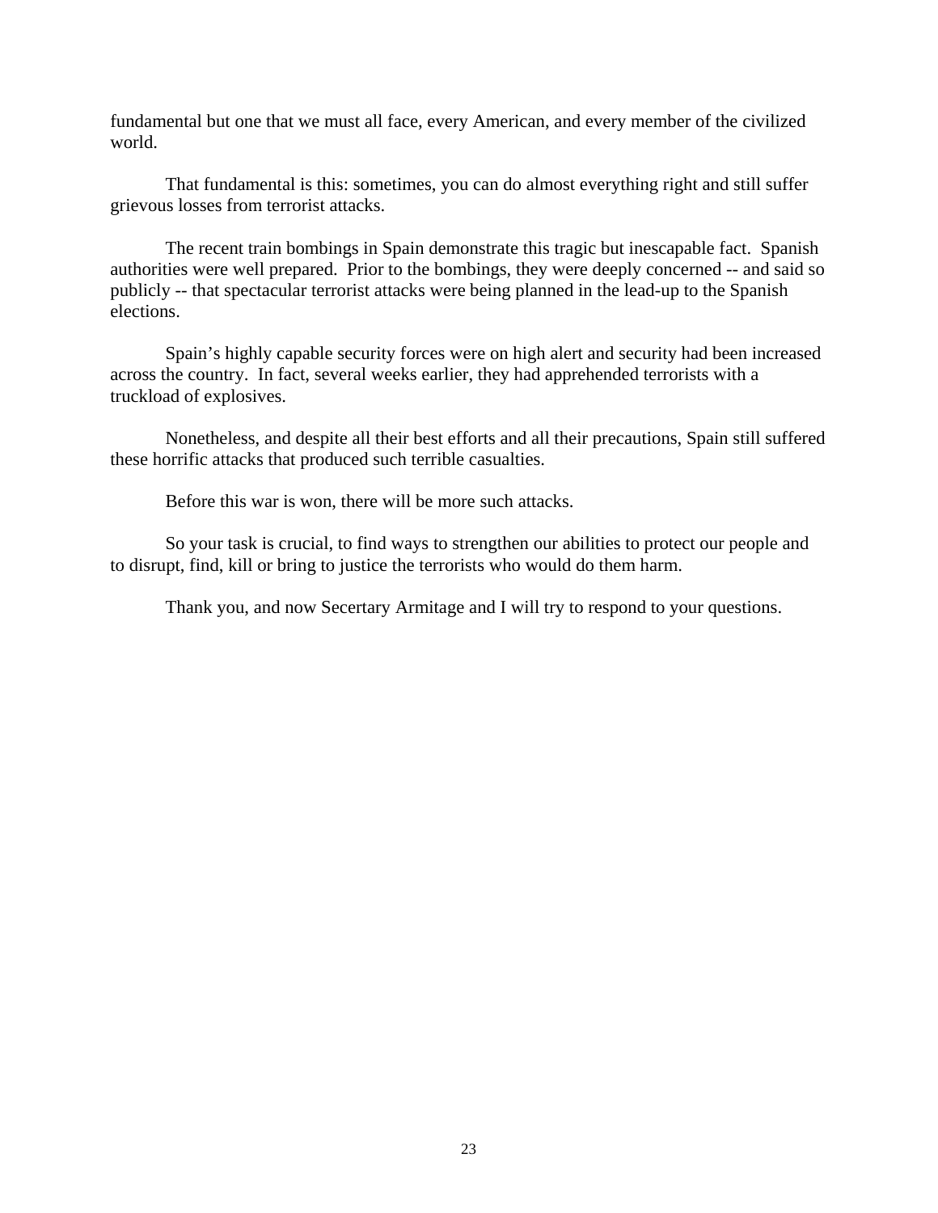fundamental but one that we must all face, every American, and every member of the civilized world.

That fundamental is this: sometimes, you can do almost everything right and still suffer grievous losses from terrorist attacks.

The recent train bombings in Spain demonstrate this tragic but inescapable fact. Spanish authorities were well prepared. Prior to the bombings, they were deeply concerned -- and said so publicly -- that spectacular terrorist attacks were being planned in the lead-up to the Spanish elections.

Spain's highly capable security forces were on high alert and security had been increased across the country. In fact, several weeks earlier, they had apprehended terrorists with a truckload of explosives.

Nonetheless, and despite all their best efforts and all their precautions, Spain still suffered these horrific attacks that produced such terrible casualties.

Before this war is won, there will be more such attacks.

So your task is crucial, to find ways to strengthen our abilities to protect our people and to disrupt, find, kill or bring to justice the terrorists who would do them harm.

Thank you, and now Secertary Armitage and I will try to respond to your questions.